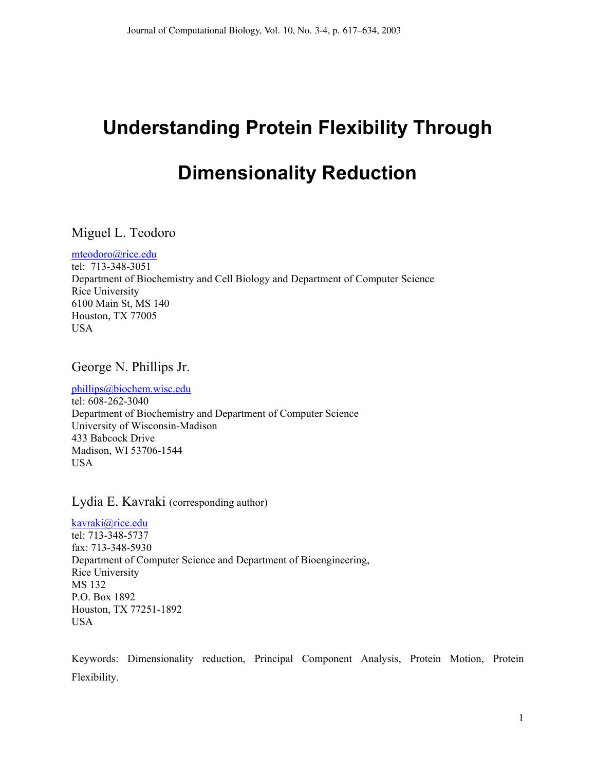# Understanding Protein Flexibility Through Dimensionality Reduction

Miguel L. Teodoro

mteodoro@rice.edu
tel: 713-348-3051
Department of Biochemistry and Cell Biology and Department of Computer Science
Rice University
6100 Main St, MS 140
Houston, TX 77005
USA

George N. Phillips Jr.

phillips@biochem.wisc.edu
tel: 608-262-3040
Department of Biochemistry and Department of Computer Science
University of Wisconsin-Madison
433 Babcock Drive
Madison, WI 53706-1544
USA

Lydia E. Kavraki (corresponding author)

kavraki@rice.edu
tel: 713-348-5737
fax: 713-348-5930
Department of Computer Science and Department of Bioengineering,
Rice University
MS 132
P.O. Box 1892
Houston, TX 77251-1892
USA

Keywords: Dimensionality reduction, Principal Component Analysis, Protein Motion, Protein Flexibility.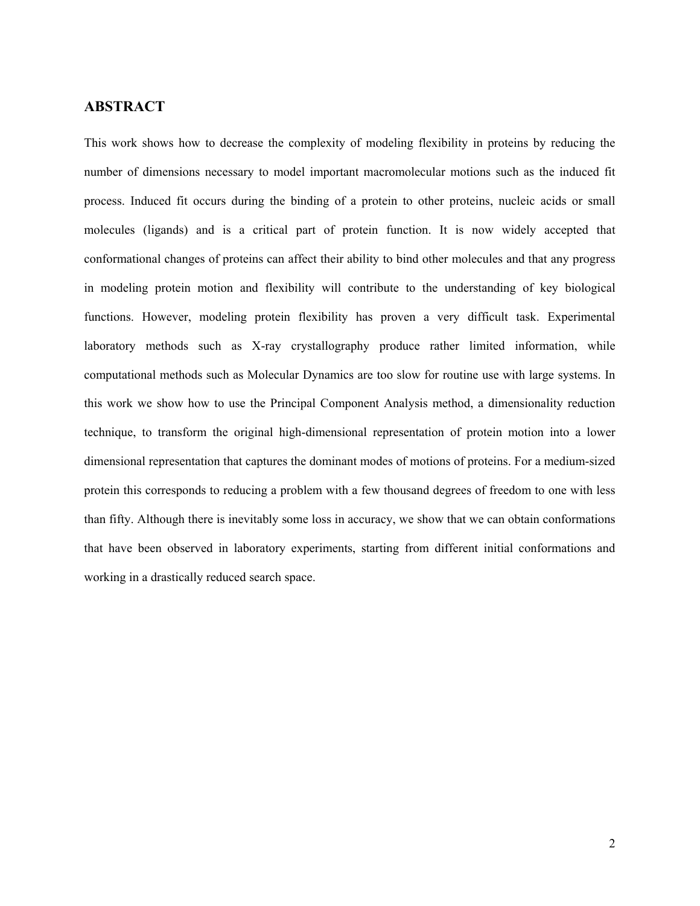## ABSTRACT

This work shows how to decrease the complexity of modeling flexibility in proteins by reducing the number of dimensions necessary to model important macromolecular motions such as the induced fit process. Induced fit occurs during the binding of a protein to other proteins, nucleic acids or small molecules (ligands) and is a critical part of protein function. It is now widely accepted that conformational changes of proteins can affect their ability to bind other molecules and that any progress in modeling protein motion and flexibility will contribute to the understanding of key biological functions. However, modeling protein flexibility has proven a very difficult task. Experimental laboratory methods such as X-ray crystallography produce rather limited information, while computational methods such as Molecular Dynamics are too slow for routine use with large systems. In this work we show how to use the Principal Component Analysis method, a dimensionality reduction technique, to transform the original high-dimensional representation of protein motion into a lower dimensional representation that captures the dominant modes of motions of proteins. For a medium-sized protein this corresponds to reducing a problem with a few thousand degrees of freedom to one with less than fifty. Although there is inevitably some loss in accuracy, we show that we can obtain conformations that have been observed in laboratory experiments, starting from different initial conformations and working in a drastically reduced search space.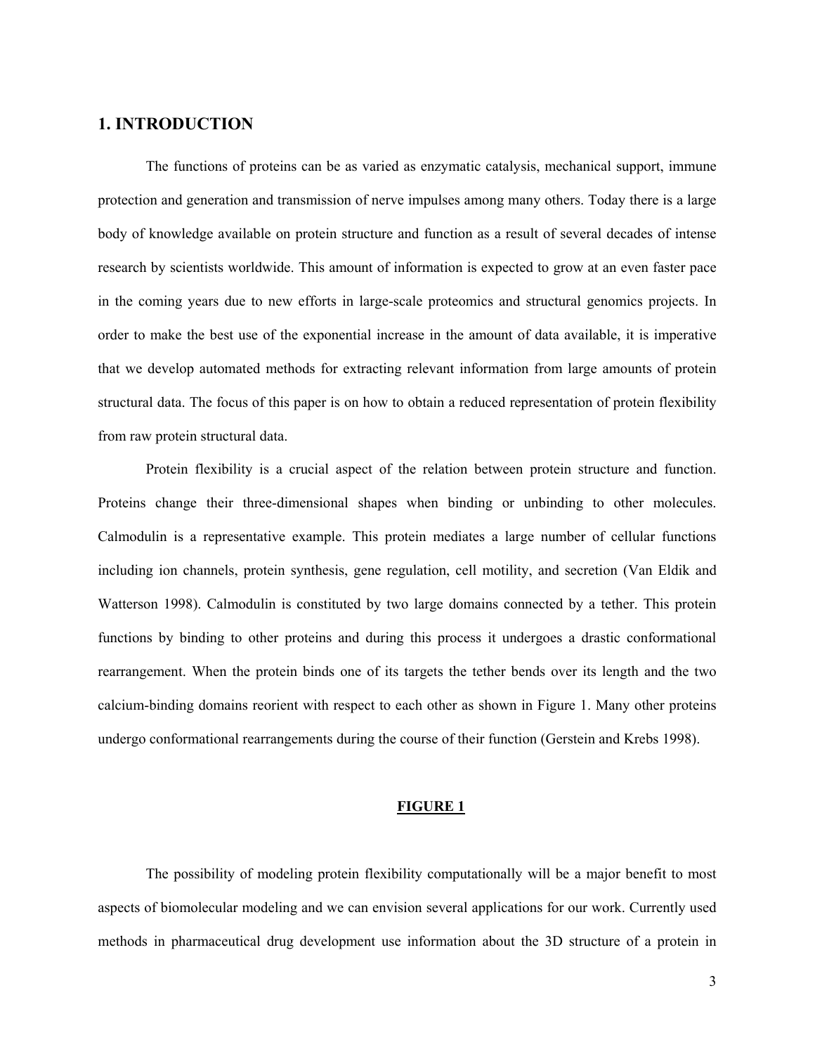## 1. INTRODUCTION

The functions of proteins can be as varied as enzymatic catalysis, mechanical support, immune protection and generation and transmission of nerve impulses among many others. Today there is a large body of knowledge available on protein structure and function as a result of several decades of intense research by scientists worldwide. This amount of information is expected to grow at an even faster pace in the coming years due to new efforts in large-scale proteomics and structural genomics projects. In order to make the best use of the exponential increase in the amount of data available, it is imperative that we develop automated methods for extracting relevant information from large amounts of protein structural data. The focus of this paper is on how to obtain a reduced representation of protein flexibility from raw protein structural data.

Protein flexibility is a crucial aspect of the relation between protein structure and function. Proteins change their three-dimensional shapes when binding or unbinding to other molecules. Calmodulin is a representative example. This protein mediates a large number of cellular functions including ion channels, protein synthesis, gene regulation, cell motility, and secretion (Van Eldik and Watterson 1998). Calmodulin is constituted by two large domains connected by a tether. This protein functions by binding to other proteins and during this process it undergoes a drastic conformational rearrangement. When the protein binds one of its targets the tether bends over its length and the two calcium-binding domains reorient with respect to each other as shown in Figure 1. Many other proteins undergo conformational rearrangements during the course of their function (Gerstein and Krebs 1998).

**FIGURE 1**

The possibility of modeling protein flexibility computationally will be a major benefit to most aspects of biomolecular modeling and we can envision several applications for our work. Currently used methods in pharmaceutical drug development use information about the 3D structure of a protein in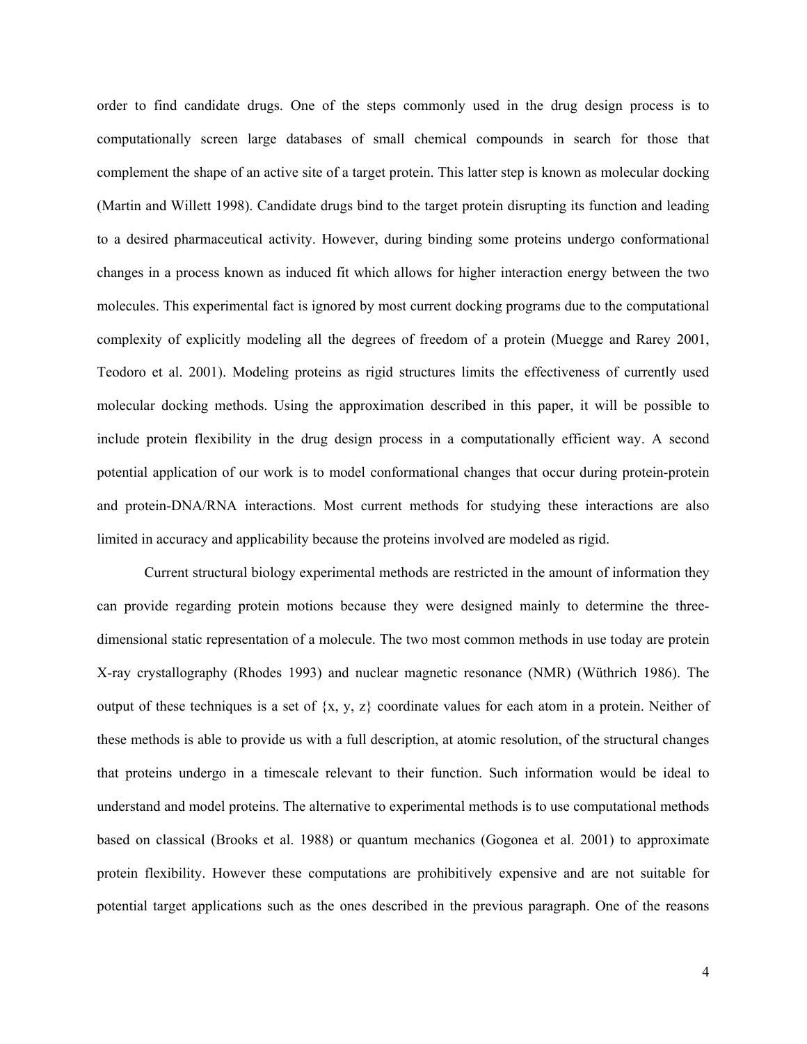order to find candidate drugs. One of the steps commonly used in the drug design process is to computationally screen large databases of small chemical compounds in search for those that complement the shape of an active site of a target protein. This latter step is known as molecular docking (Martin and Willett 1998). Candidate drugs bind to the target protein disrupting its function and leading to a desired pharmaceutical activity. However, during binding some proteins undergo conformational changes in a process known as induced fit which allows for higher interaction energy between the two molecules. This experimental fact is ignored by most current docking programs due to the computational complexity of explicitly modeling all the degrees of freedom of a protein (Muegge and Rarey 2001, Teodoro et al. 2001). Modeling proteins as rigid structures limits the effectiveness of currently used molecular docking methods. Using the approximation described in this paper, it will be possible to include protein flexibility in the drug design process in a computationally efficient way. A second potential application of our work is to model conformational changes that occur during protein-protein and protein-DNA/RNA interactions. Most current methods for studying these interactions are also limited in accuracy and applicability because the proteins involved are modeled as rigid.

Current structural biology experimental methods are restricted in the amount of information they can provide regarding protein motions because they were designed mainly to determine the three-dimensional static representation of a molecule. The two most common methods in use today are protein X-ray crystallography (Rhodes 1993) and nuclear magnetic resonance (NMR) (Wüthrich 1986). The output of these techniques is a set of {x, y, z} coordinate values for each atom in a protein. Neither of these methods is able to provide us with a full description, at atomic resolution, of the structural changes that proteins undergo in a timescale relevant to their function. Such information would be ideal to understand and model proteins. The alternative to experimental methods is to use computational methods based on classical (Brooks et al. 1988) or quantum mechanics (Gogonea et al. 2001) to approximate protein flexibility. However these computations are prohibitively expensive and are not suitable for potential target applications such as the ones described in the previous paragraph. One of the reasons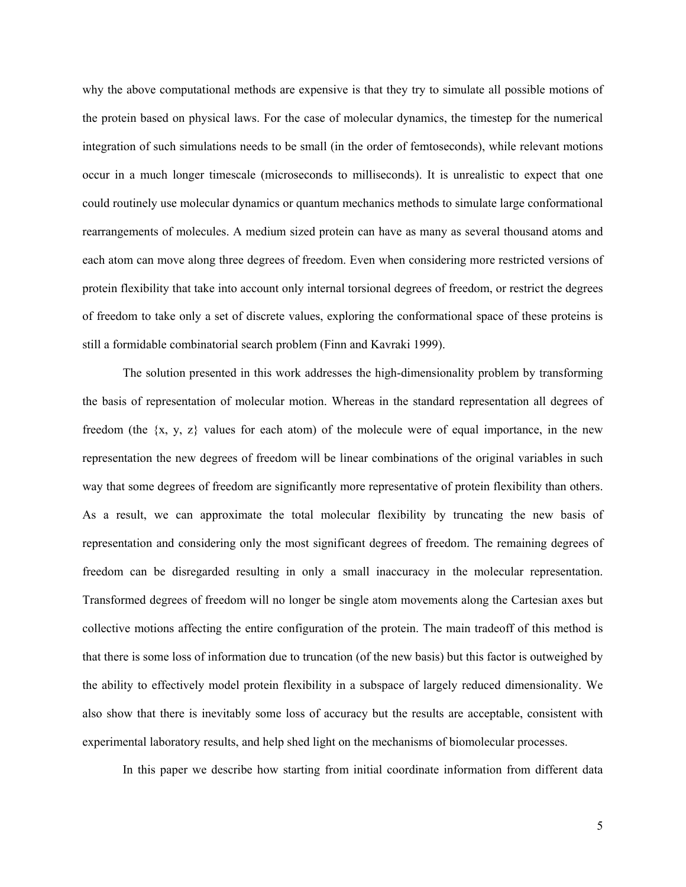why the above computational methods are expensive is that they try to simulate all possible motions of the protein based on physical laws. For the case of molecular dynamics, the timestep for the numerical integration of such simulations needs to be small (in the order of femtoseconds), while relevant motions occur in a much longer timescale (microseconds to milliseconds). It is unrealistic to expect that one could routinely use molecular dynamics or quantum mechanics methods to simulate large conformational rearrangements of molecules. A medium sized protein can have as many as several thousand atoms and each atom can move along three degrees of freedom. Even when considering more restricted versions of protein flexibility that take into account only internal torsional degrees of freedom, or restrict the degrees of freedom to take only a set of discrete values, exploring the conformational space of these proteins is still a formidable combinatorial search problem (Finn and Kavraki 1999).

The solution presented in this work addresses the high-dimensionality problem by transforming the basis of representation of molecular motion. Whereas in the standard representation all degrees of freedom (the {x, y, z} values for each atom) of the molecule were of equal importance, in the new representation the new degrees of freedom will be linear combinations of the original variables in such way that some degrees of freedom are significantly more representative of protein flexibility than others. As a result, we can approximate the total molecular flexibility by truncating the new basis of representation and considering only the most significant degrees of freedom. The remaining degrees of freedom can be disregarded resulting in only a small inaccuracy in the molecular representation. Transformed degrees of freedom will no longer be single atom movements along the Cartesian axes but collective motions affecting the entire configuration of the protein. The main tradeoff of this method is that there is some loss of information due to truncation (of the new basis) but this factor is outweighed by the ability to effectively model protein flexibility in a subspace of largely reduced dimensionality. We also show that there is inevitably some loss of accuracy but the results are acceptable, consistent with experimental laboratory results, and help shed light on the mechanisms of biomolecular processes.

In this paper we describe how starting from initial coordinate information from different data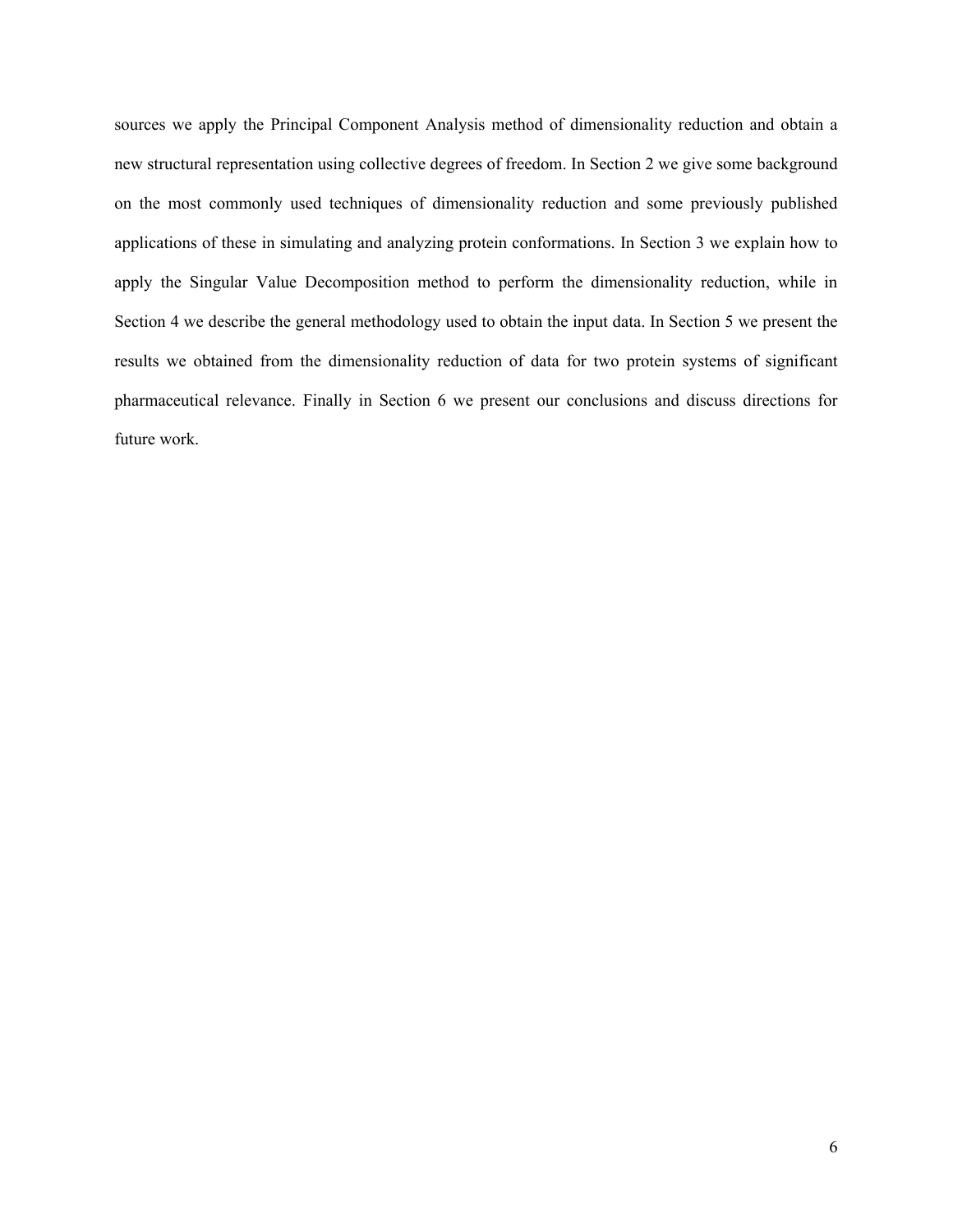sources we apply the Principal Component Analysis method of dimensionality reduction and obtain a new structural representation using collective degrees of freedom. In Section 2 we give some background on the most commonly used techniques of dimensionality reduction and some previously published applications of these in simulating and analyzing protein conformations. In Section 3 we explain how to apply the Singular Value Decomposition method to perform the dimensionality reduction, while in Section 4 we describe the general methodology used to obtain the input data. In Section 5 we present the results we obtained from the dimensionality reduction of data for two protein systems of significant pharmaceutical relevance. Finally in Section 6 we present our conclusions and discuss directions for future work.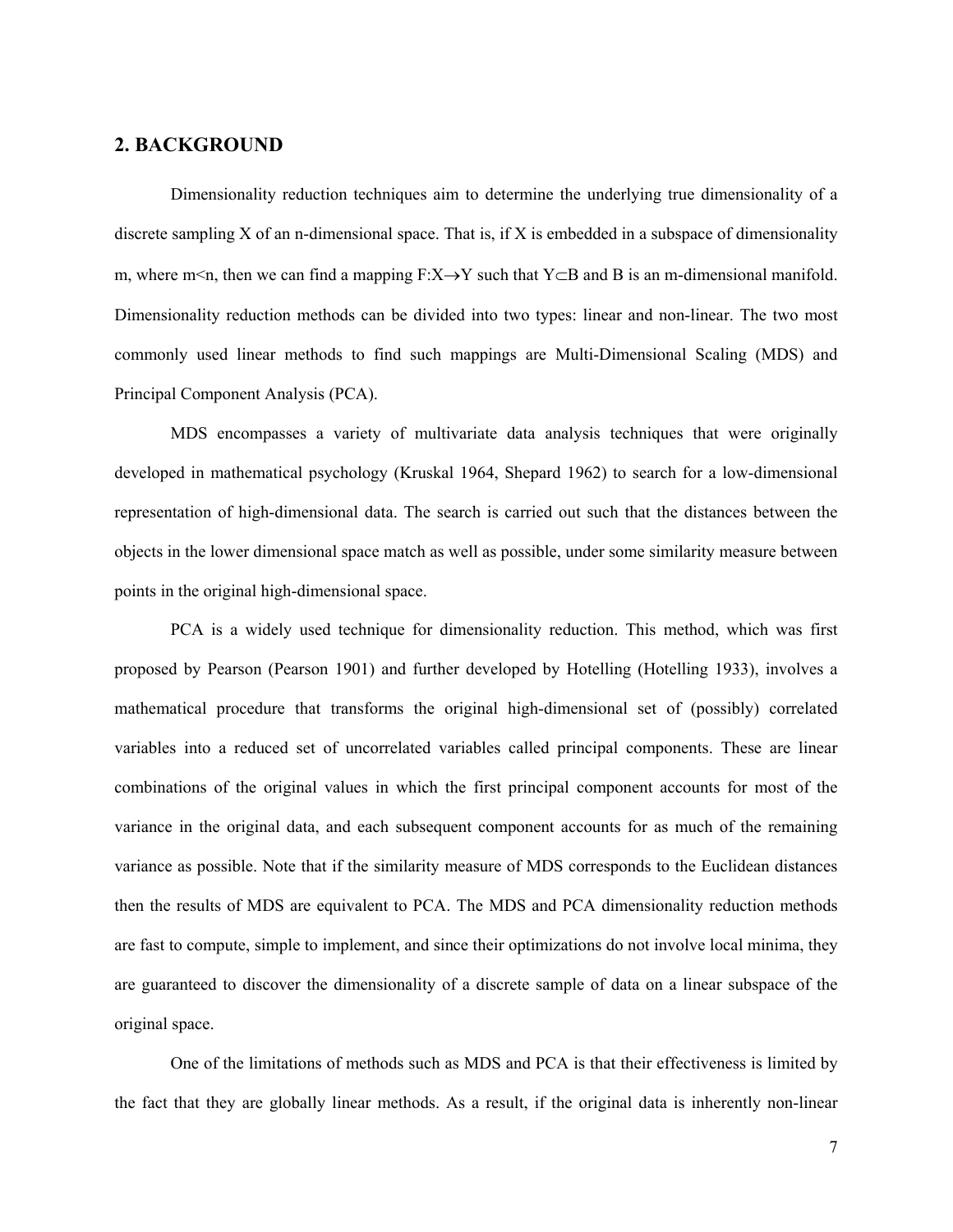## 2. BACKGROUND

Dimensionality reduction techniques aim to determine the underlying true dimensionality of a discrete sampling X of an n-dimensional space. That is, if X is embedded in a subspace of dimensionality m, where $m<n$, then we can find a mapping $F:X\rightarrow Y$ such that $Y\subset B$ and B is an m-dimensional manifold. Dimensionality reduction methods can be divided into two types: linear and non-linear. The two most commonly used linear methods to find such mappings are Multi-Dimensional Scaling (MDS) and Principal Component Analysis (PCA).

MDS encompasses a variety of multivariate data analysis techniques that were originally developed in mathematical psychology (Kruskal 1964, Shepard 1962) to search for a low-dimensional representation of high-dimensional data. The search is carried out such that the distances between the objects in the lower dimensional space match as well as possible, under some similarity measure between points in the original high-dimensional space.

PCA is a widely used technique for dimensionality reduction. This method, which was first proposed by Pearson (Pearson 1901) and further developed by Hotelling (Hotelling 1933), involves a mathematical procedure that transforms the original high-dimensional set of (possibly) correlated variables into a reduced set of uncorrelated variables called principal components. These are linear combinations of the original values in which the first principal component accounts for most of the variance in the original data, and each subsequent component accounts for as much of the remaining variance as possible. Note that if the similarity measure of MDS corresponds to the Euclidean distances then the results of MDS are equivalent to PCA. The MDS and PCA dimensionality reduction methods are fast to compute, simple to implement, and since their optimizations do not involve local minima, they are guaranteed to discover the dimensionality of a discrete sample of data on a linear subspace of the original space.

One of the limitations of methods such as MDS and PCA is that their effectiveness is limited by the fact that they are globally linear methods. As a result, if the original data is inherently non-linear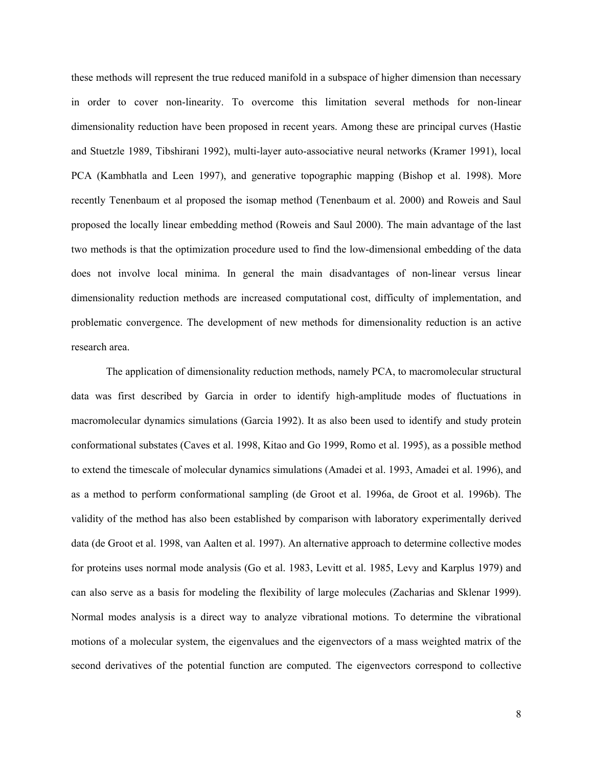these methods will represent the true reduced manifold in a subspace of higher dimension than necessary in order to cover non-linearity. To overcome this limitation several methods for non-linear dimensionality reduction have been proposed in recent years. Among these are principal curves (Hastie and Stuetzle 1989, Tibshirani 1992), multi-layer auto-associative neural networks (Kramer 1991), local PCA (Kambhatla and Leen 1997), and generative topographic mapping (Bishop et al. 1998). More recently Tenenbaum et al proposed the isomap method (Tenenbaum et al. 2000) and Roweis and Saul proposed the locally linear embedding method (Roweis and Saul 2000). The main advantage of the last two methods is that the optimization procedure used to find the low-dimensional embedding of the data does not involve local minima. In general the main disadvantages of non-linear versus linear dimensionality reduction methods are increased computational cost, difficulty of implementation, and problematic convergence. The development of new methods for dimensionality reduction is an active research area.

The application of dimensionality reduction methods, namely PCA, to macromolecular structural data was first described by Garcia in order to identify high-amplitude modes of fluctuations in macromolecular dynamics simulations (Garcia 1992). It as also been used to identify and study protein conformational substates (Caves et al. 1998, Kitao and Go 1999, Romo et al. 1995), as a possible method to extend the timescale of molecular dynamics simulations (Amadei et al. 1993, Amadei et al. 1996), and as a method to perform conformational sampling (de Groot et al. 1996a, de Groot et al. 1996b). The validity of the method has also been established by comparison with laboratory experimentally derived data (de Groot et al. 1998, van Aalten et al. 1997). An alternative approach to determine collective modes for proteins uses normal mode analysis (Go et al. 1983, Levitt et al. 1985, Levy and Karplus 1979) and can also serve as a basis for modeling the flexibility of large molecules (Zacharias and Sklenar 1999). Normal modes analysis is a direct way to analyze vibrational motions. To determine the vibrational motions of a molecular system, the eigenvalues and the eigenvectors of a mass weighted matrix of the second derivatives of the potential function are computed. The eigenvectors correspond to collective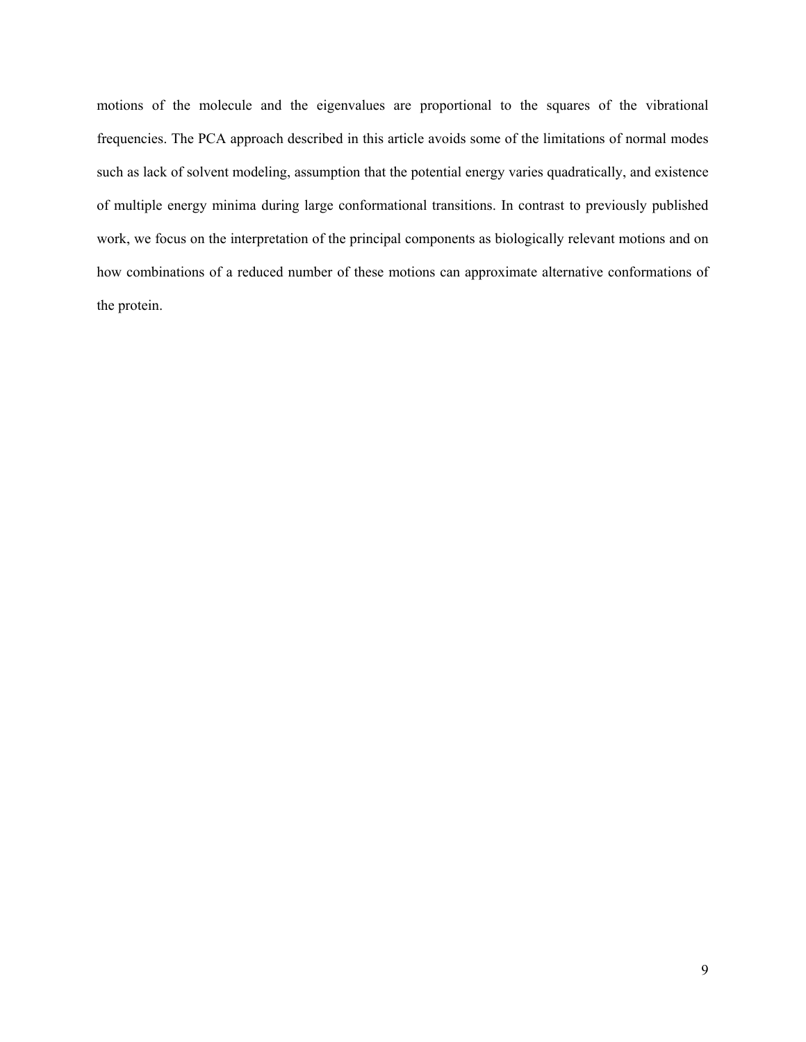motions of the molecule and the eigenvalues are proportional to the squares of the vibrational frequencies. The PCA approach described in this article avoids some of the limitations of normal modes such as lack of solvent modeling, assumption that the potential energy varies quadratically, and existence of multiple energy minima during large conformational transitions. In contrast to previously published work, we focus on the interpretation of the principal components as biologically relevant motions and on how combinations of a reduced number of these motions can approximate alternative conformations of the protein.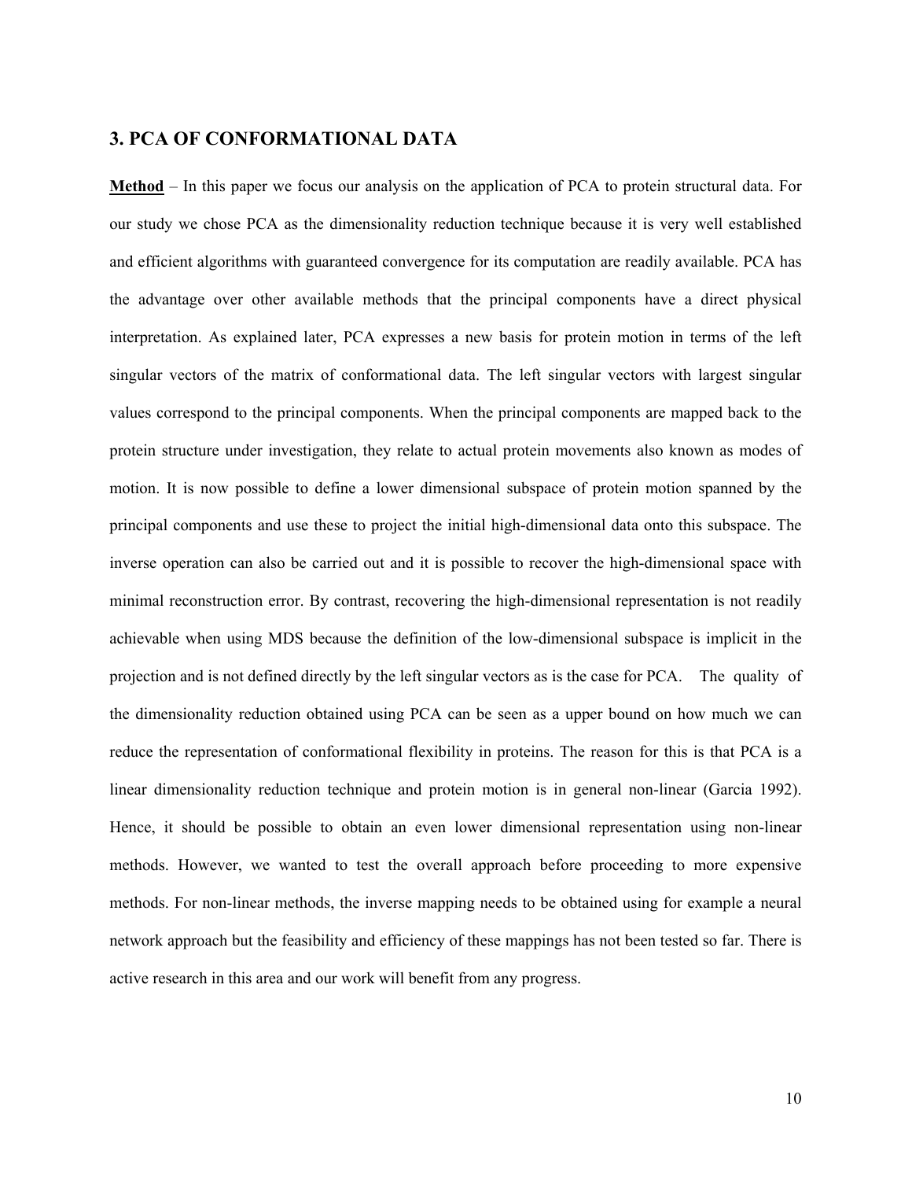## 3. PCA OF CONFORMATIONAL DATA

**Method** – In this paper we focus our analysis on the application of PCA to protein structural data. For our study we chose PCA as the dimensionality reduction technique because it is very well established and efficient algorithms with guaranteed convergence for its computation are readily available. PCA has the advantage over other available methods that the principal components have a direct physical interpretation. As explained later, PCA expresses a new basis for protein motion in terms of the left singular vectors of the matrix of conformational data. The left singular vectors with largest singular values correspond to the principal components. When the principal components are mapped back to the protein structure under investigation, they relate to actual protein movements also known as modes of motion. It is now possible to define a lower dimensional subspace of protein motion spanned by the principal components and use these to project the initial high-dimensional data onto this subspace. The inverse operation can also be carried out and it is possible to recover the high-dimensional space with minimal reconstruction error. By contrast, recovering the high-dimensional representation is not readily achievable when using MDS because the definition of the low-dimensional subspace is implicit in the projection and is not defined directly by the left singular vectors as is the case for PCA. The quality of the dimensionality reduction obtained using PCA can be seen as a upper bound on how much we can reduce the representation of conformational flexibility in proteins. The reason for this is that PCA is a linear dimensionality reduction technique and protein motion is in general non-linear (Garcia 1992). Hence, it should be possible to obtain an even lower dimensional representation using non-linear methods. However, we wanted to test the overall approach before proceeding to more expensive methods. For non-linear methods, the inverse mapping needs to be obtained using for example a neural network approach but the feasibility and efficiency of these mappings has not been tested so far. There is active research in this area and our work will benefit from any progress.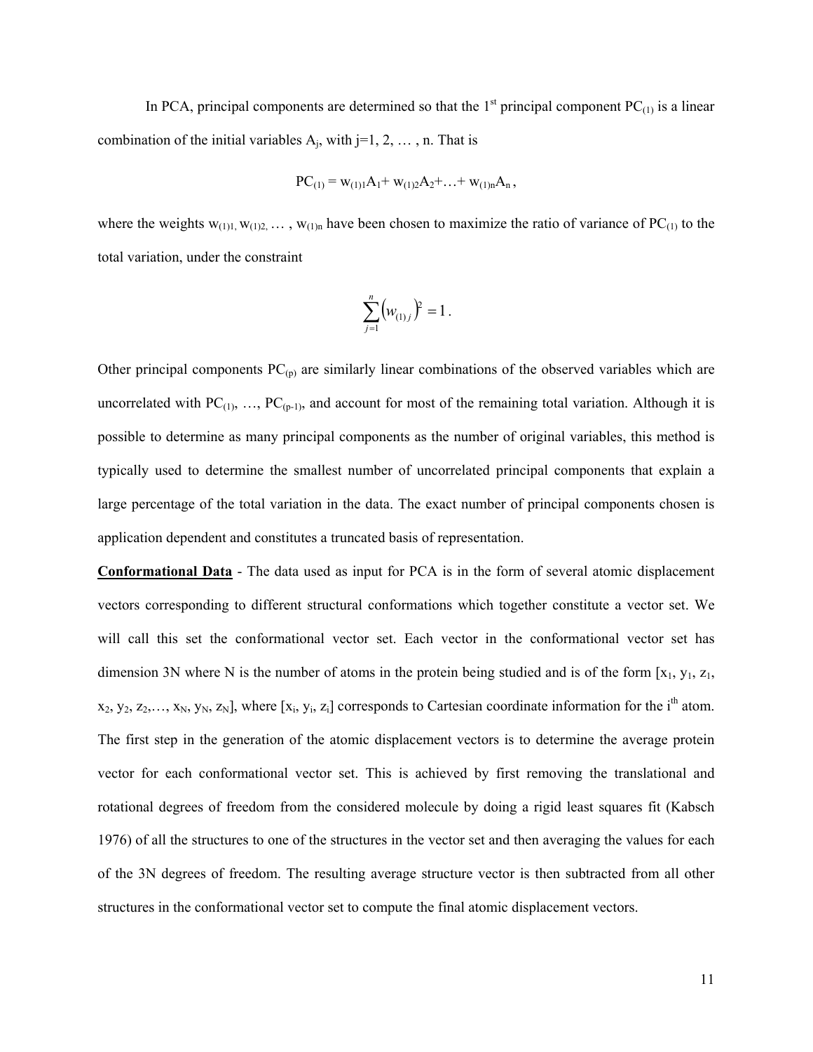In PCA, principal components are determined so that the 1st principal component $PC_{(1)}$ is a linear combination of the initial variables $A_j$, with j=1, 2, … , n. That is

$$PC_{(1)} = w_{(1)1}A_1 + w_{(1)2}A_2 + \ldots + w_{(1)n}A_n,$$

where the weights $w_{(1)1}, w_{(1)2}, \ldots, w_{(1)n}$ have been chosen to maximize the ratio of variance of $PC_{(1)}$ to the total variation, under the constraint

$$\sum_{j=1}^{n} \left(w_{(1)j}\right)^2 = 1.$$

Other principal components $PC_{(p)}$ are similarly linear combinations of the observed variables which are uncorrelated with $PC_{(1)}, \ldots, PC_{(p-1)}$, and account for most of the remaining total variation. Although it is possible to determine as many principal components as the number of original variables, this method is typically used to determine the smallest number of uncorrelated principal components that explain a large percentage of the total variation in the data. The exact number of principal components chosen is application dependent and constitutes a truncated basis of representation.

**Conformational Data** - The data used as input for PCA is in the form of several atomic displacement vectors corresponding to different structural conformations which together constitute a vector set. We will call this set the conformational vector set. Each vector in the conformational vector set has dimension 3N where N is the number of atoms in the protein being studied and is of the form $[x_1, y_1, z_1, x_2, y_2, z_2, \ldots, x_N, y_N, z_N]$, where $[x_i, y_i, z_i]$ corresponds to Cartesian coordinate information for the $i^{th}$ atom. The first step in the generation of the atomic displacement vectors is to determine the average protein vector for each conformational vector set. This is achieved by first removing the translational and rotational degrees of freedom from the considered molecule by doing a rigid least squares fit (Kabsch 1976) of all the structures to one of the structures in the vector set and then averaging the values for each of the 3N degrees of freedom. The resulting average structure vector is then subtracted from all other structures in the conformational vector set to compute the final atomic displacement vectors.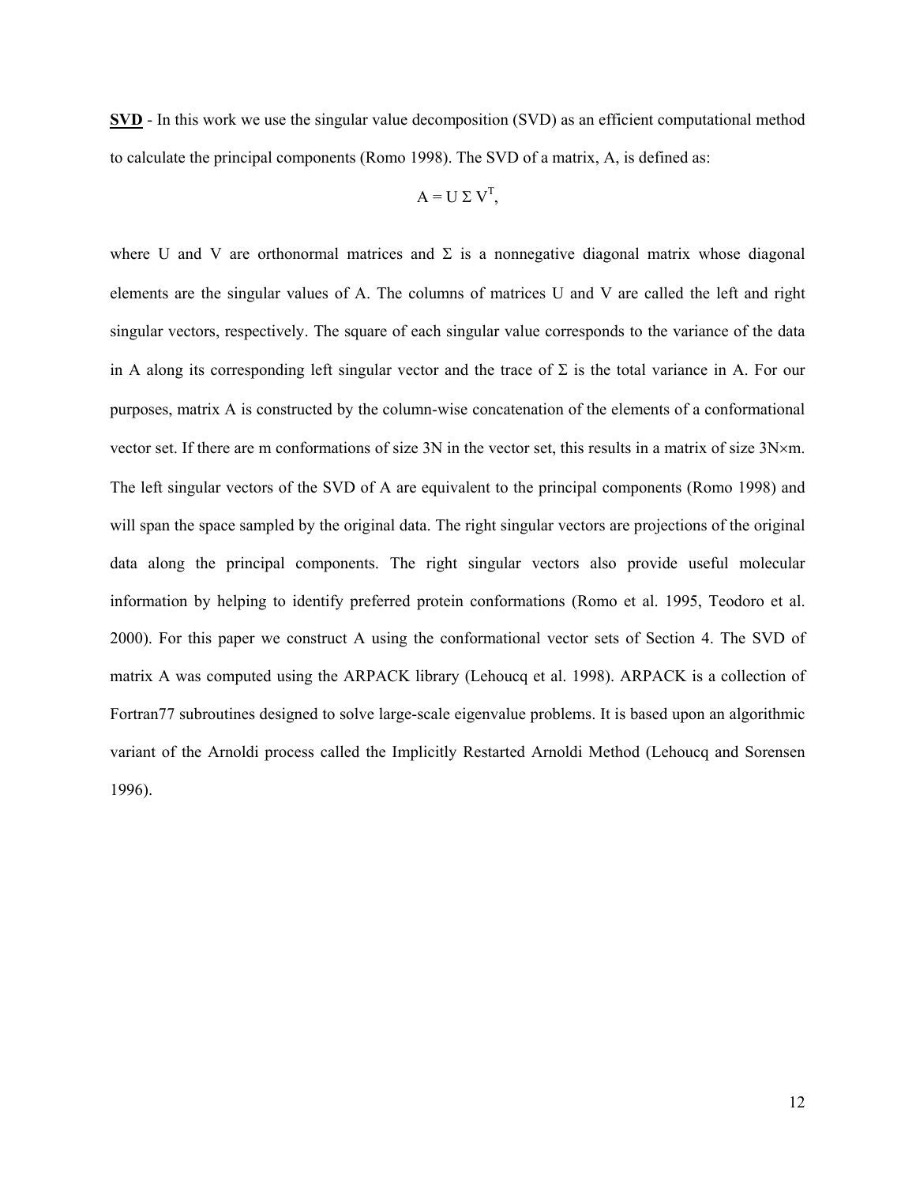**<u>SVD</u>** - In this work we use the singular value decomposition (SVD) as an efficient computational method to calculate the principal components (Romo 1998). The SVD of a matrix, A, is defined as:

$$A = U \Sigma V^T,$$

where U and V are orthonormal matrices and $\Sigma$ is a nonnegative diagonal matrix whose diagonal elements are the singular values of A. The columns of matrices U and V are called the left and right singular vectors, respectively. The square of each singular value corresponds to the variance of the data in A along its corresponding left singular vector and the trace of $\Sigma$ is the total variance in A. For our purposes, matrix A is constructed by the column-wise concatenation of the elements of a conformational vector set. If there are m conformations of size 3N in the vector set, this results in a matrix of size $3N \times m$. The left singular vectors of the SVD of A are equivalent to the principal components (Romo 1998) and will span the space sampled by the original data. The right singular vectors are projections of the original data along the principal components. The right singular vectors also provide useful molecular information by helping to identify preferred protein conformations (Romo et al. 1995, Teodoro et al. 2000). For this paper we construct A using the conformational vector sets of Section 4. The SVD of matrix A was computed using the ARPACK library (Lehoucq et al. 1998). ARPACK is a collection of Fortran77 subroutines designed to solve large-scale eigenvalue problems. It is based upon an algorithmic variant of the Arnoldi process called the Implicitly Restarted Arnoldi Method (Lehoucq and Sorensen 1996).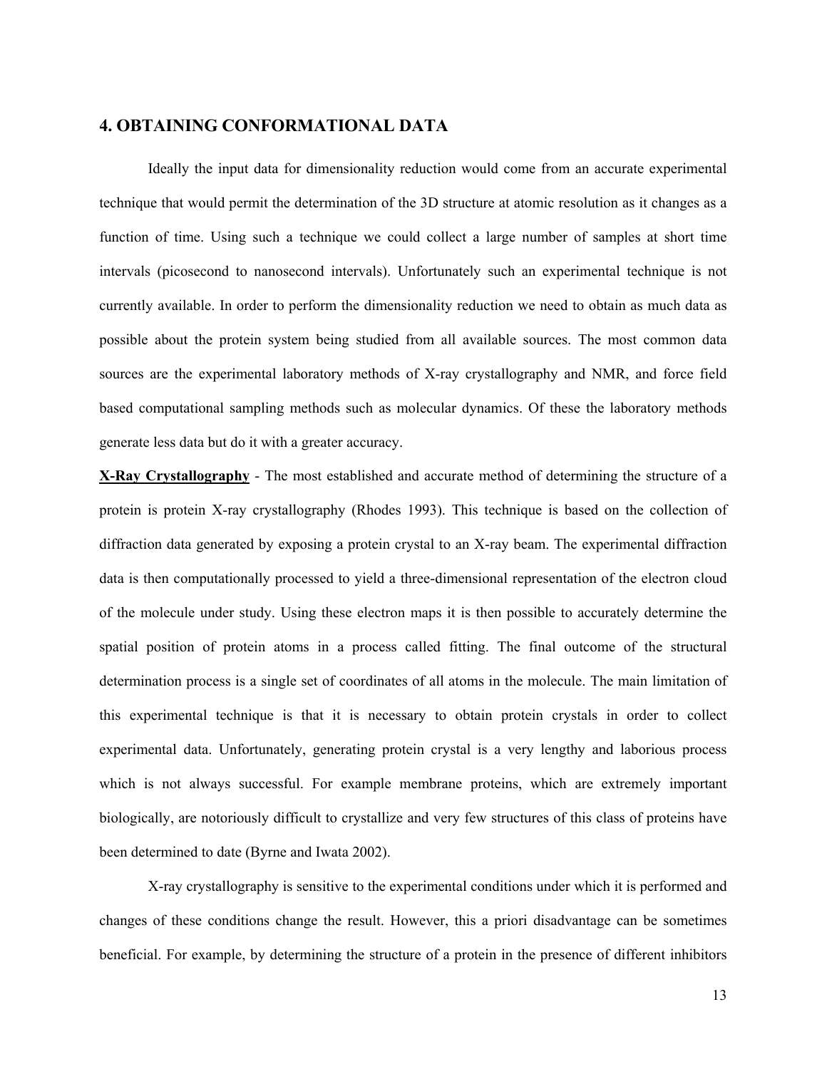## 4. OBTAINING CONFORMATIONAL DATA

Ideally the input data for dimensionality reduction would come from an accurate experimental technique that would permit the determination of the 3D structure at atomic resolution as it changes as a function of time. Using such a technique we could collect a large number of samples at short time intervals (picosecond to nanosecond intervals). Unfortunately such an experimental technique is not currently available. In order to perform the dimensionality reduction we need to obtain as much data as possible about the protein system being studied from all available sources. The most common data sources are the experimental laboratory methods of X-ray crystallography and NMR, and force field based computational sampling methods such as molecular dynamics. Of these the laboratory methods generate less data but do it with a greater accuracy.

**X-Ray Crystallography** - The most established and accurate method of determining the structure of a protein is protein X-ray crystallography (Rhodes 1993). This technique is based on the collection of diffraction data generated by exposing a protein crystal to an X-ray beam. The experimental diffraction data is then computationally processed to yield a three-dimensional representation of the electron cloud of the molecule under study. Using these electron maps it is then possible to accurately determine the spatial position of protein atoms in a process called fitting. The final outcome of the structural determination process is a single set of coordinates of all atoms in the molecule. The main limitation of this experimental technique is that it is necessary to obtain protein crystals in order to collect experimental data. Unfortunately, generating protein crystal is a very lengthy and laborious process which is not always successful. For example membrane proteins, which are extremely important biologically, are notoriously difficult to crystallize and very few structures of this class of proteins have been determined to date (Byrne and Iwata 2002).

X-ray crystallography is sensitive to the experimental conditions under which it is performed and changes of these conditions change the result. However, this a priori disadvantage can be sometimes beneficial. For example, by determining the structure of a protein in the presence of different inhibitors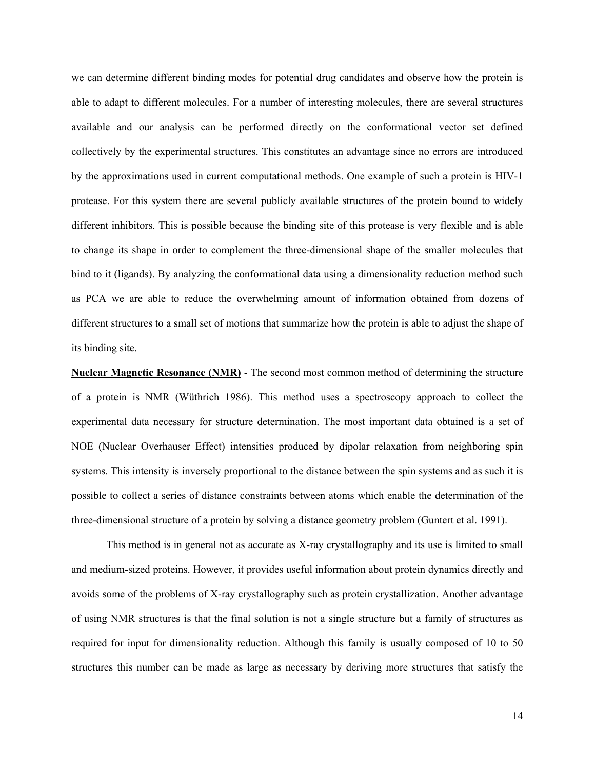we can determine different binding modes for potential drug candidates and observe how the protein is able to adapt to different molecules. For a number of interesting molecules, there are several structures available and our analysis can be performed directly on the conformational vector set defined collectively by the experimental structures. This constitutes an advantage since no errors are introduced by the approximations used in current computational methods. One example of such a protein is HIV-1 protease. For this system there are several publicly available structures of the protein bound to widely different inhibitors. This is possible because the binding site of this protease is very flexible and is able to change its shape in order to complement the three-dimensional shape of the smaller molecules that bind to it (ligands). By analyzing the conformational data using a dimensionality reduction method such as PCA we are able to reduce the overwhelming amount of information obtained from dozens of different structures to a small set of motions that summarize how the protein is able to adjust the shape of its binding site.

**Nuclear Magnetic Resonance (NMR)** - The second most common method of determining the structure of a protein is NMR (Wüthrich 1986). This method uses a spectroscopy approach to collect the experimental data necessary for structure determination. The most important data obtained is a set of NOE (Nuclear Overhauser Effect) intensities produced by dipolar relaxation from neighboring spin systems. This intensity is inversely proportional to the distance between the spin systems and as such it is possible to collect a series of distance constraints between atoms which enable the determination of the three-dimensional structure of a protein by solving a distance geometry problem (Guntert et al. 1991).

This method is in general not as accurate as X-ray crystallography and its use is limited to small and medium-sized proteins. However, it provides useful information about protein dynamics directly and avoids some of the problems of X-ray crystallography such as protein crystallization. Another advantage of using NMR structures is that the final solution is not a single structure but a family of structures as required for input for dimensionality reduction. Although this family is usually composed of 10 to 50 structures this number can be made as large as necessary by deriving more structures that satisfy the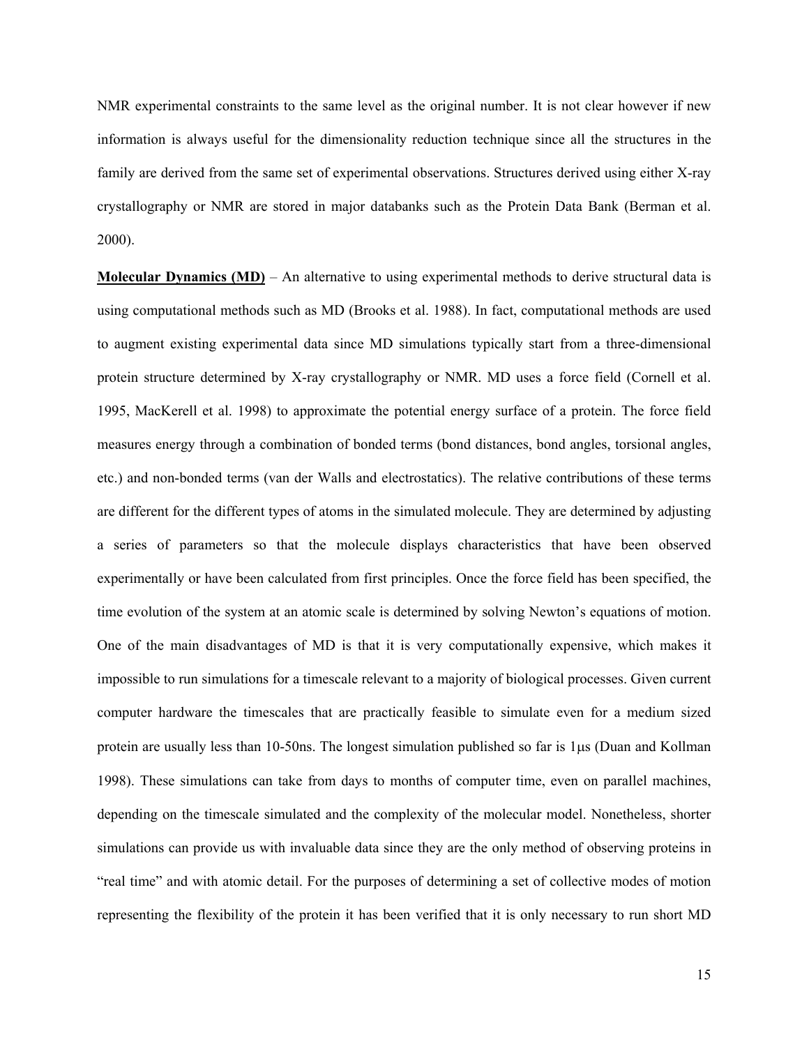NMR experimental constraints to the same level as the original number. It is not clear however if new information is always useful for the dimensionality reduction technique since all the structures in the family are derived from the same set of experimental observations. Structures derived using either X-ray crystallography or NMR are stored in major databanks such as the Protein Data Bank (Berman et al. 2000).

**Molecular Dynamics (MD)** – An alternative to using experimental methods to derive structural data is using computational methods such as MD (Brooks et al. 1988). In fact, computational methods are used to augment existing experimental data since MD simulations typically start from a three-dimensional protein structure determined by X-ray crystallography or NMR. MD uses a force field (Cornell et al. 1995, MacKerell et al. 1998) to approximate the potential energy surface of a protein. The force field measures energy through a combination of bonded terms (bond distances, bond angles, torsional angles, etc.) and non-bonded terms (van der Walls and electrostatics). The relative contributions of these terms are different for the different types of atoms in the simulated molecule. They are determined by adjusting a series of parameters so that the molecule displays characteristics that have been observed experimentally or have been calculated from first principles. Once the force field has been specified, the time evolution of the system at an atomic scale is determined by solving Newton's equations of motion. One of the main disadvantages of MD is that it is very computationally expensive, which makes it impossible to run simulations for a timescale relevant to a majority of biological processes. Given current computer hardware the timescales that are practically feasible to simulate even for a medium sized protein are usually less than 10-50ns. The longest simulation published so far is 1μs (Duan and Kollman 1998). These simulations can take from days to months of computer time, even on parallel machines, depending on the timescale simulated and the complexity of the molecular model. Nonetheless, shorter simulations can provide us with invaluable data since they are the only method of observing proteins in "real time" and with atomic detail. For the purposes of determining a set of collective modes of motion representing the flexibility of the protein it has been verified that it is only necessary to run short MD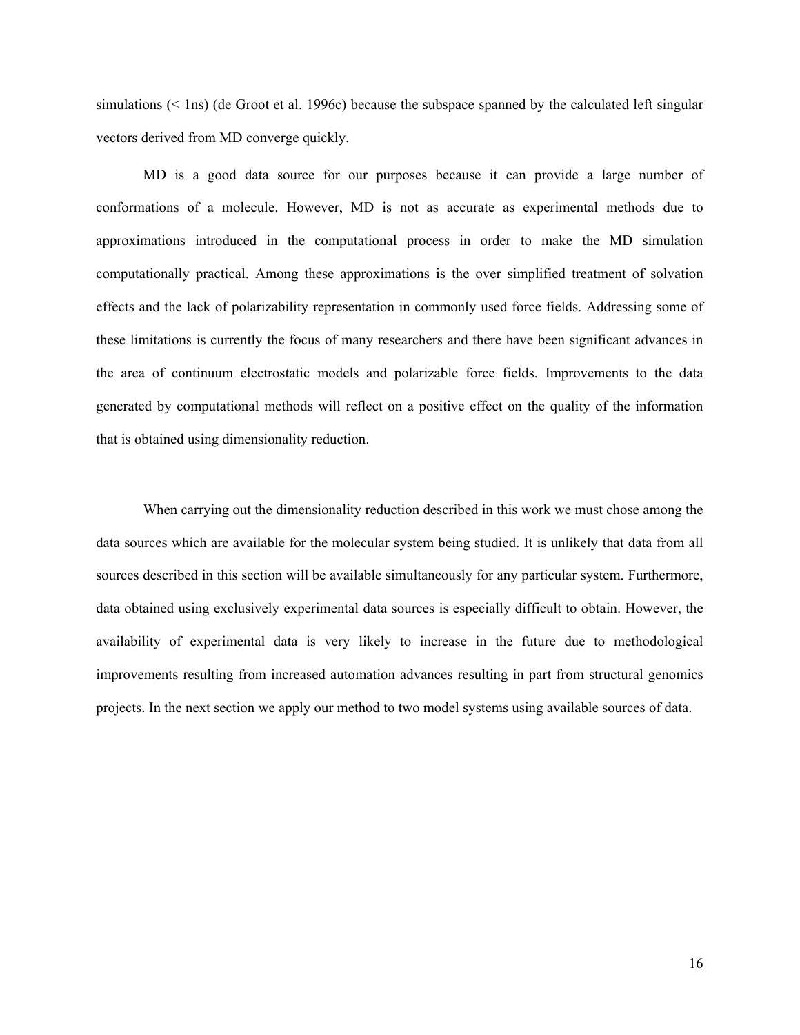simulations (< 1ns) (de Groot et al. 1996c) because the subspace spanned by the calculated left singular vectors derived from MD converge quickly.

MD is a good data source for our purposes because it can provide a large number of conformations of a molecule. However, MD is not as accurate as experimental methods due to approximations introduced in the computational process in order to make the MD simulation computationally practical. Among these approximations is the over simplified treatment of solvation effects and the lack of polarizability representation in commonly used force fields. Addressing some of these limitations is currently the focus of many researchers and there have been significant advances in the area of continuum electrostatic models and polarizable force fields. Improvements to the data generated by computational methods will reflect on a positive effect on the quality of the information that is obtained using dimensionality reduction.

When carrying out the dimensionality reduction described in this work we must chose among the data sources which are available for the molecular system being studied. It is unlikely that data from all sources described in this section will be available simultaneously for any particular system. Furthermore, data obtained using exclusively experimental data sources is especially difficult to obtain. However, the availability of experimental data is very likely to increase in the future due to methodological improvements resulting from increased automation advances resulting in part from structural genomics projects. In the next section we apply our method to two model systems using available sources of data.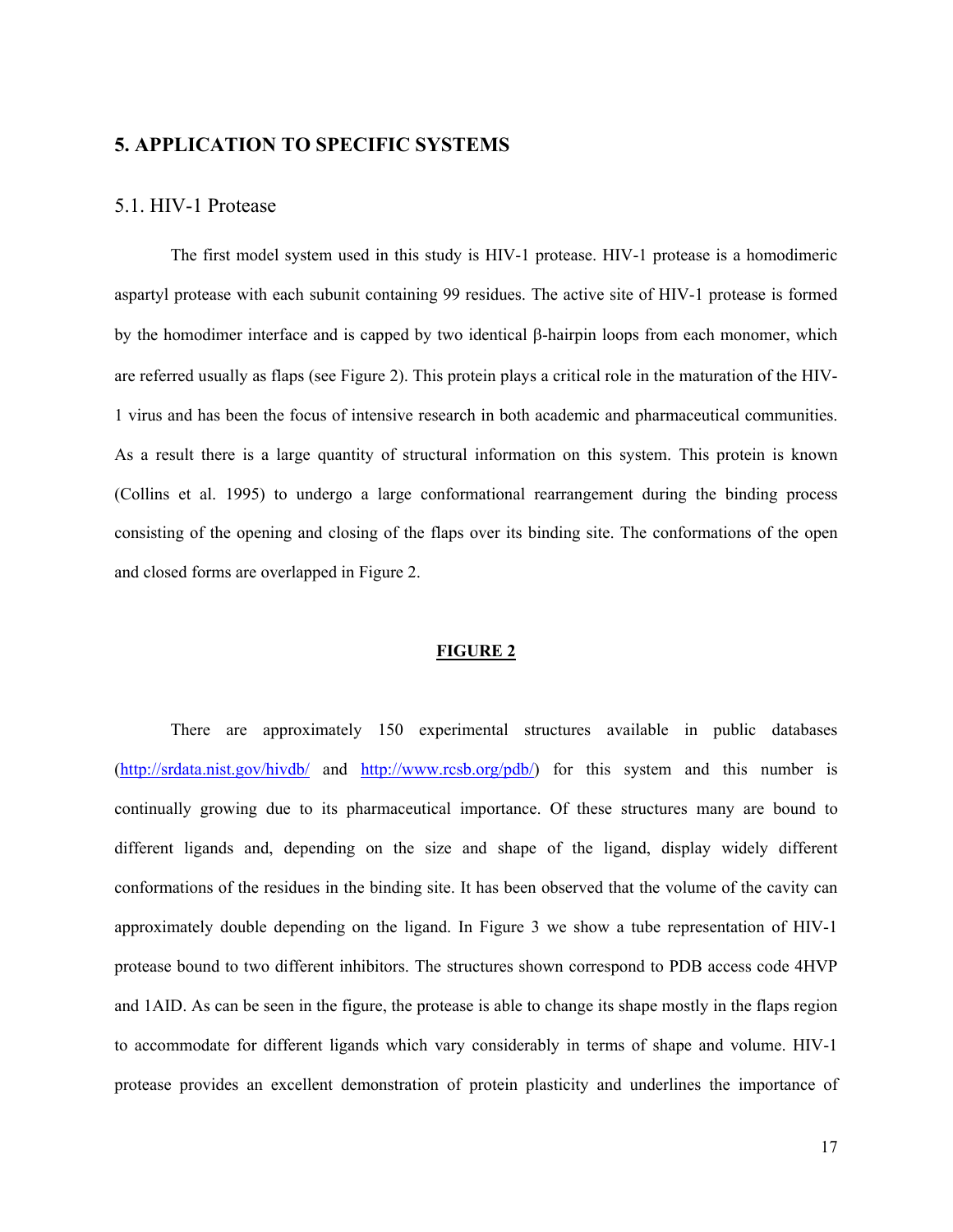## 5. APPLICATION TO SPECIFIC SYSTEMS

### 5.1. HIV-1 Protease

The first model system used in this study is HIV-1 protease. HIV-1 protease is a homodimeric aspartyl protease with each subunit containing 99 residues. The active site of HIV-1 protease is formed by the homodimer interface and is capped by two identical β-hairpin loops from each monomer, which are referred usually as flaps (see Figure 2). This protein plays a critical role in the maturation of the HIV-1 virus and has been the focus of intensive research in both academic and pharmaceutical communities. As a result there is a large quantity of structural information on this system. This protein is known (Collins et al. 1995) to undergo a large conformational rearrangement during the binding process consisting of the opening and closing of the flaps over its binding site. The conformations of the open and closed forms are overlapped in Figure 2.

**FIGURE 2**

There are approximately 150 experimental structures available in public databases (http://srdata.nist.gov/hivdb/ and http://www.rcsb.org/pdb/) for this system and this number is continually growing due to its pharmaceutical importance. Of these structures many are bound to different ligands and, depending on the size and shape of the ligand, display widely different conformations of the residues in the binding site. It has been observed that the volume of the cavity can approximately double depending on the ligand. In Figure 3 we show a tube representation of HIV-1 protease bound to two different inhibitors. The structures shown correspond to PDB access code 4HVP and 1AID. As can be seen in the figure, the protease is able to change its shape mostly in the flaps region to accommodate for different ligands which vary considerably in terms of shape and volume. HIV-1 protease provides an excellent demonstration of protein plasticity and underlines the importance of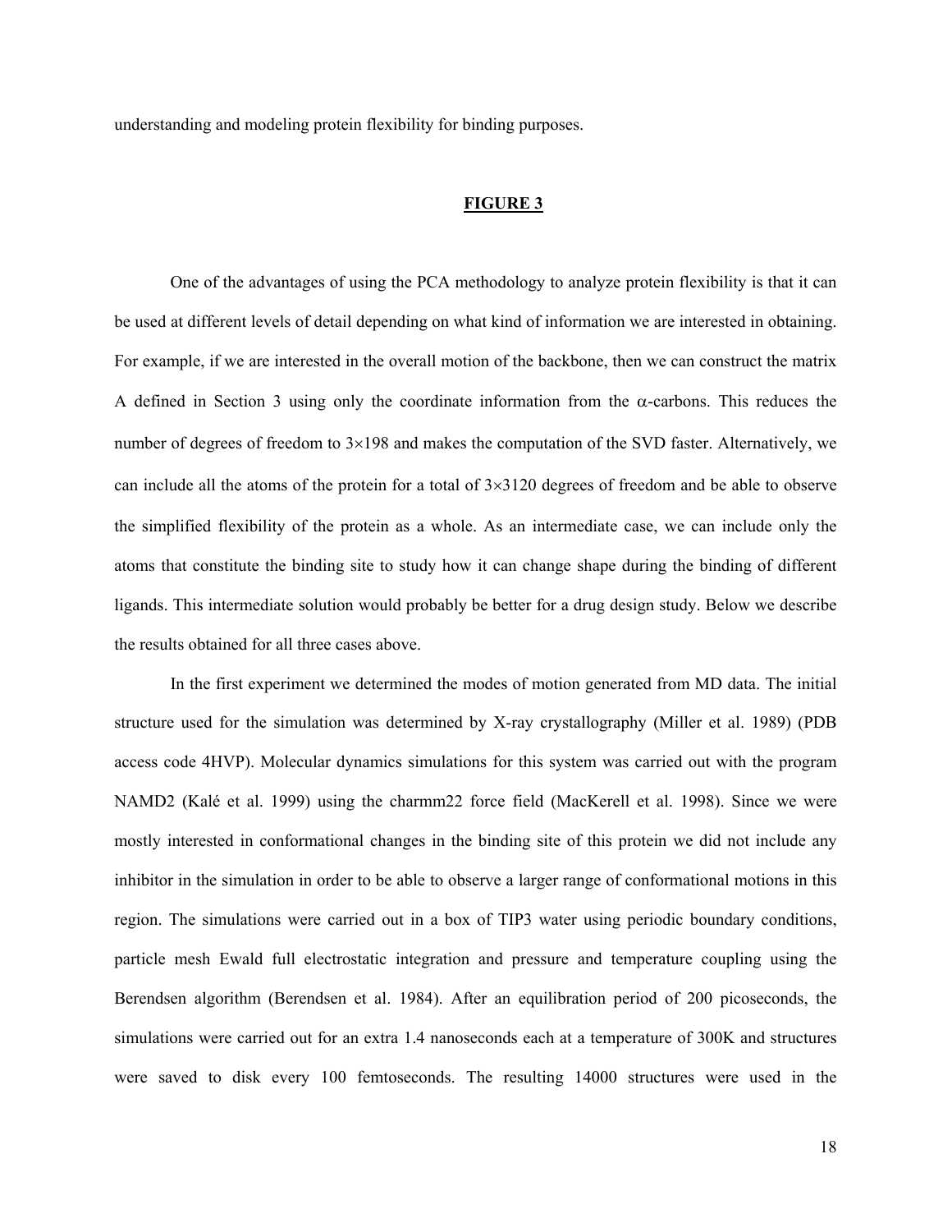understanding and modeling protein flexibility for binding purposes.

**FIGURE 3**

One of the advantages of using the PCA methodology to analyze protein flexibility is that it can be used at different levels of detail depending on what kind of information we are interested in obtaining. For example, if we are interested in the overall motion of the backbone, then we can construct the matrix A defined in Section 3 using only the coordinate information from the $\alpha$-carbons. This reduces the number of degrees of freedom to $3\times198$ and makes the computation of the SVD faster. Alternatively, we can include all the atoms of the protein for a total of $3\times3120$ degrees of freedom and be able to observe the simplified flexibility of the protein as a whole. As an intermediate case, we can include only the atoms that constitute the binding site to study how it can change shape during the binding of different ligands. This intermediate solution would probably be better for a drug design study. Below we describe the results obtained for all three cases above.

In the first experiment we determined the modes of motion generated from MD data. The initial structure used for the simulation was determined by X-ray crystallography (Miller et al. 1989) (PDB access code 4HVP). Molecular dynamics simulations for this system was carried out with the program NAMD2 (Kalé et al. 1999) using the charmm22 force field (MacKerell et al. 1998). Since we were mostly interested in conformational changes in the binding site of this protein we did not include any inhibitor in the simulation in order to be able to observe a larger range of conformational motions in this region. The simulations were carried out in a box of TIP3 water using periodic boundary conditions, particle mesh Ewald full electrostatic integration and pressure and temperature coupling using the Berendsen algorithm (Berendsen et al. 1984). After an equilibration period of 200 picoseconds, the simulations were carried out for an extra 1.4 nanoseconds each at a temperature of 300K and structures were saved to disk every 100 femtoseconds. The resulting 14000 structures were used in the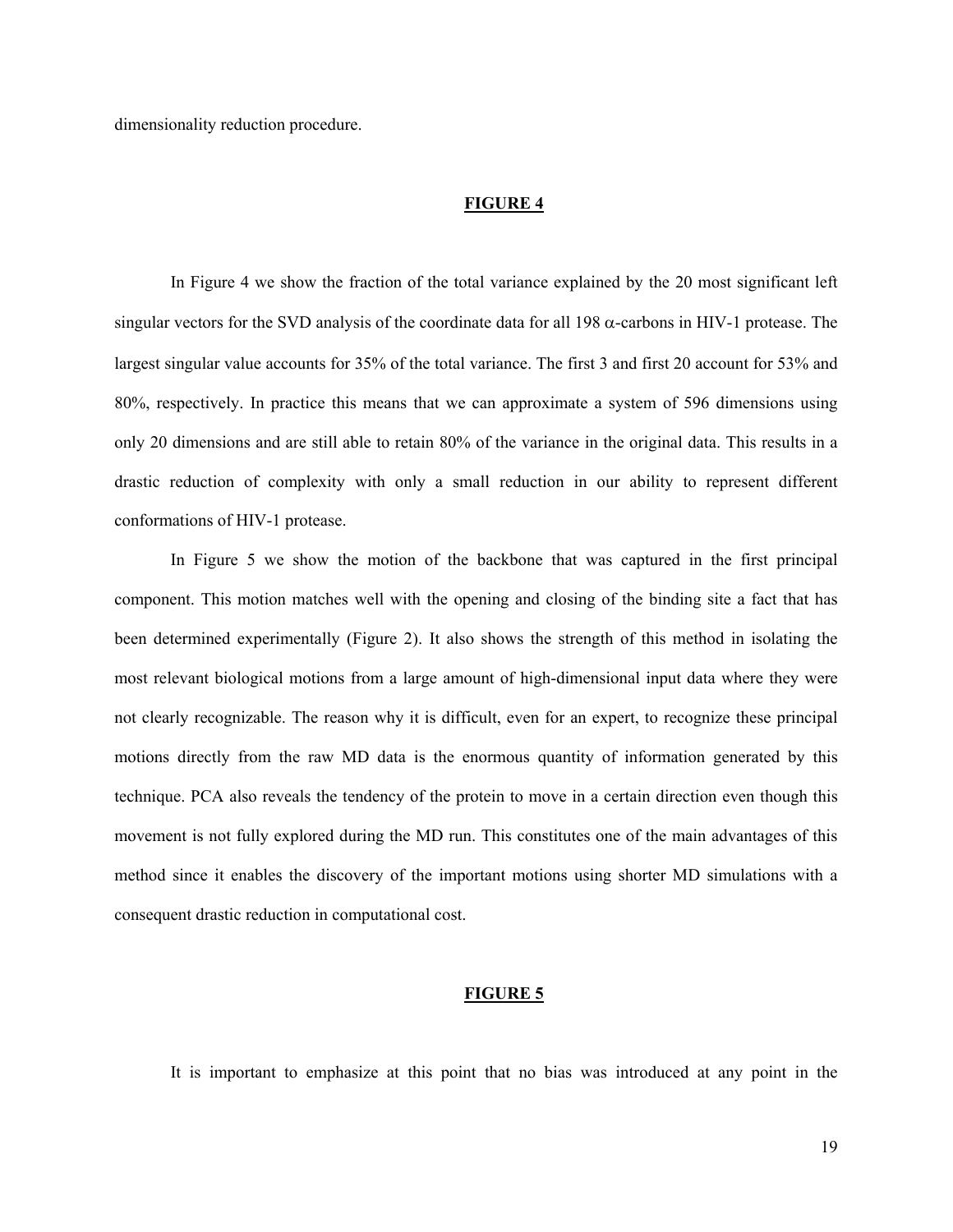dimensionality reduction procedure.

**FIGURE 4**

In Figure 4 we show the fraction of the total variance explained by the 20 most significant left singular vectors for the SVD analysis of the coordinate data for all 198 $\alpha$-carbons in HIV-1 protease. The largest singular value accounts for 35% of the total variance. The first 3 and first 20 account for 53% and 80%, respectively. In practice this means that we can approximate a system of 596 dimensions using only 20 dimensions and are still able to retain 80% of the variance in the original data. This results in a drastic reduction of complexity with only a small reduction in our ability to represent different conformations of HIV-1 protease.

In Figure 5 we show the motion of the backbone that was captured in the first principal component. This motion matches well with the opening and closing of the binding site a fact that has been determined experimentally (Figure 2). It also shows the strength of this method in isolating the most relevant biological motions from a large amount of high-dimensional input data where they were not clearly recognizable. The reason why it is difficult, even for an expert, to recognize these principal motions directly from the raw MD data is the enormous quantity of information generated by this technique. PCA also reveals the tendency of the protein to move in a certain direction even though this movement is not fully explored during the MD run. This constitutes one of the main advantages of this method since it enables the discovery of the important motions using shorter MD simulations with a consequent drastic reduction in computational cost.

**FIGURE 5**

It is important to emphasize at this point that no bias was introduced at any point in the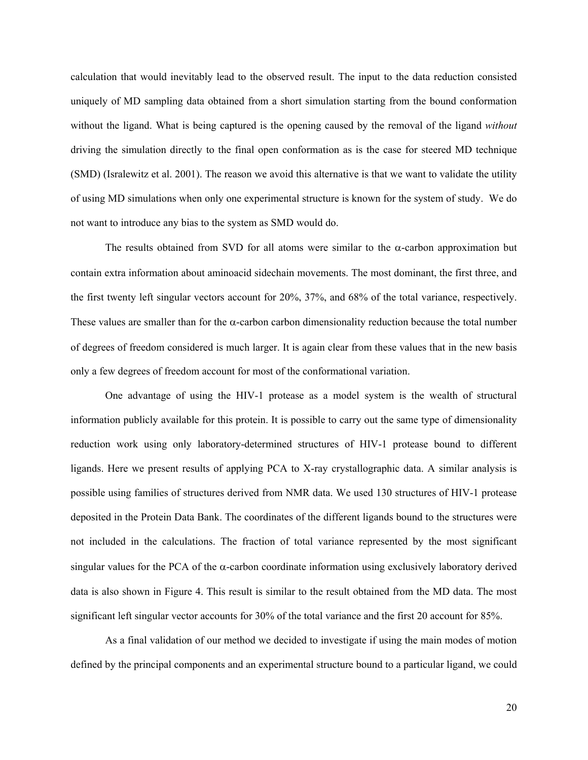calculation that would inevitably lead to the observed result. The input to the data reduction consisted uniquely of MD sampling data obtained from a short simulation starting from the bound conformation without the ligand. What is being captured is the opening caused by the removal of the ligand *without* driving the simulation directly to the final open conformation as is the case for steered MD technique (SMD) (Isralewitz et al. 2001). The reason we avoid this alternative is that we want to validate the utility of using MD simulations when only one experimental structure is known for the system of study. We do not want to introduce any bias to the system as SMD would do.

The results obtained from SVD for all atoms were similar to the $\alpha$-carbon approximation but contain extra information about aminoacid sidechain movements. The most dominant, the first three, and the first twenty left singular vectors account for 20%, 37%, and 68% of the total variance, respectively. These values are smaller than for the $\alpha$-carbon carbon dimensionality reduction because the total number of degrees of freedom considered is much larger. It is again clear from these values that in the new basis only a few degrees of freedom account for most of the conformational variation.

One advantage of using the HIV-1 protease as a model system is the wealth of structural information publicly available for this protein. It is possible to carry out the same type of dimensionality reduction work using only laboratory-determined structures of HIV-1 protease bound to different ligands. Here we present results of applying PCA to X-ray crystallographic data. A similar analysis is possible using families of structures derived from NMR data. We used 130 structures of HIV-1 protease deposited in the Protein Data Bank. The coordinates of the different ligands bound to the structures were not included in the calculations. The fraction of total variance represented by the most significant singular values for the PCA of the $\alpha$-carbon coordinate information using exclusively laboratory derived data is also shown in Figure 4. This result is similar to the result obtained from the MD data. The most significant left singular vector accounts for 30% of the total variance and the first 20 account for 85%.

As a final validation of our method we decided to investigate if using the main modes of motion defined by the principal components and an experimental structure bound to a particular ligand, we could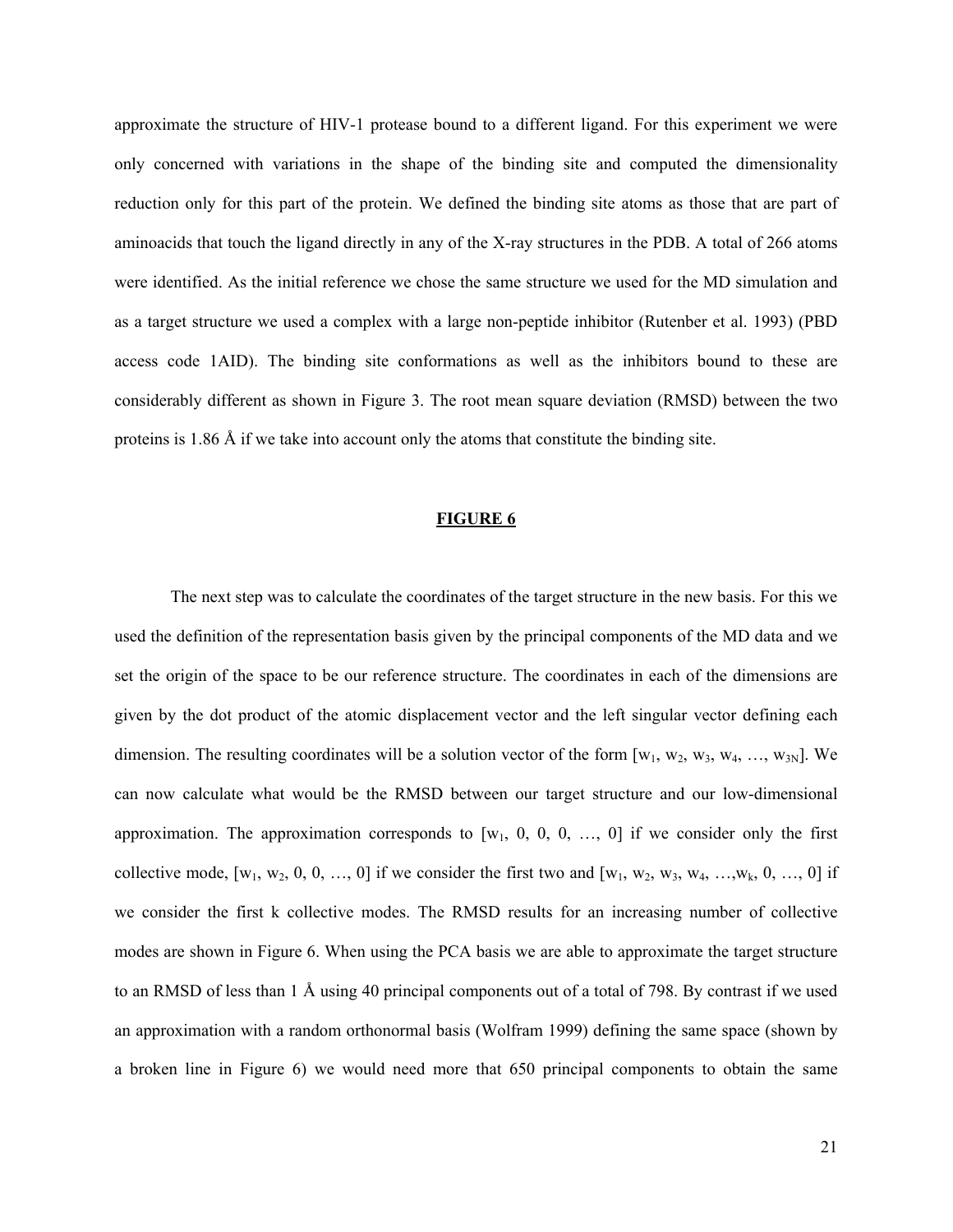approximate the structure of HIV-1 protease bound to a different ligand. For this experiment we were only concerned with variations in the shape of the binding site and computed the dimensionality reduction only for this part of the protein. We defined the binding site atoms as those that are part of aminoacids that touch the ligand directly in any of the X-ray structures in the PDB. A total of 266 atoms were identified. As the initial reference we chose the same structure we used for the MD simulation and as a target structure we used a complex with a large non-peptide inhibitor (Rutenber et al. 1993) (PBD access code 1AID). The binding site conformations as well as the inhibitors bound to these are considerably different as shown in Figure 3. The root mean square deviation (RMSD) between the two proteins is 1.86 Å if we take into account only the atoms that constitute the binding site.

**FIGURE 6**

The next step was to calculate the coordinates of the target structure in the new basis. For this we used the definition of the representation basis given by the principal components of the MD data and we set the origin of the space to be our reference structure. The coordinates in each of the dimensions are given by the dot product of the atomic displacement vector and the left singular vector defining each dimension. The resulting coordinates will be a solution vector of the form $[w_1, w_2, w_3, w_4, \ldots, w_{3N}]$. We can now calculate what would be the RMSD between our target structure and our low-dimensional approximation. The approximation corresponds to $[w_1, 0, 0, 0, \ldots, 0]$ if we consider only the first collective mode, $[w_1, w_2, 0, 0, \ldots, 0]$ if we consider the first two and $[w_1, w_2, w_3, w_4, \ldots, w_k, 0, \ldots, 0]$ if we consider the first k collective modes. The RMSD results for an increasing number of collective modes are shown in Figure 6. When using the PCA basis we are able to approximate the target structure to an RMSD of less than 1 Å using 40 principal components out of a total of 798. By contrast if we used an approximation with a random orthonormal basis (Wolfram 1999) defining the same space (shown by a broken line in Figure 6) we would need more that 650 principal components to obtain the same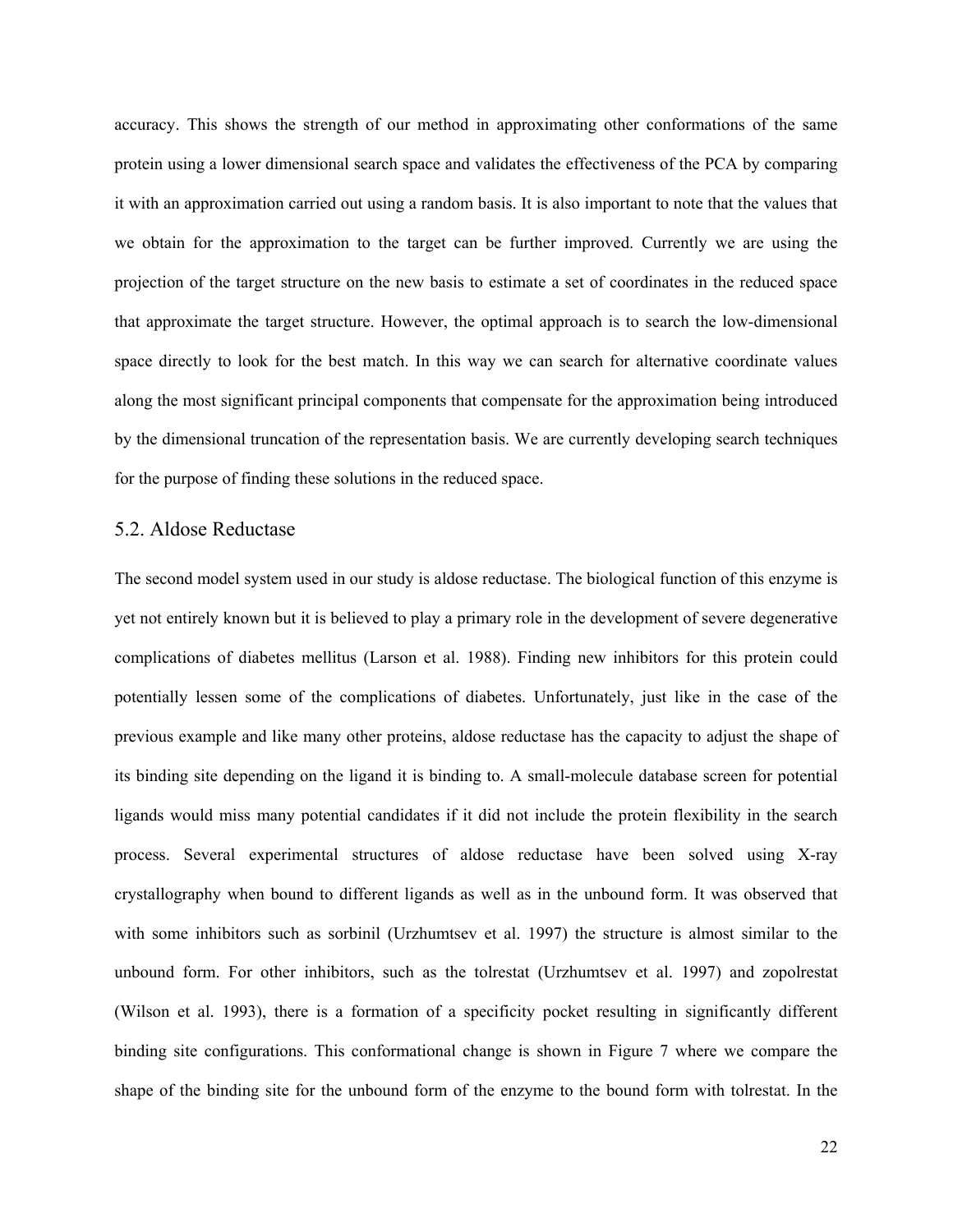accuracy. This shows the strength of our method in approximating other conformations of the same protein using a lower dimensional search space and validates the effectiveness of the PCA by comparing it with an approximation carried out using a random basis. It is also important to note that the values that we obtain for the approximation to the target can be further improved. Currently we are using the projection of the target structure on the new basis to estimate a set of coordinates in the reduced space that approximate the target structure. However, the optimal approach is to search the low-dimensional space directly to look for the best match. In this way we can search for alternative coordinate values along the most significant principal components that compensate for the approximation being introduced by the dimensional truncation of the representation basis. We are currently developing search techniques for the purpose of finding these solutions in the reduced space.

## 5.2. Aldose Reductase

The second model system used in our study is aldose reductase. The biological function of this enzyme is yet not entirely known but it is believed to play a primary role in the development of severe degenerative complications of diabetes mellitus (Larson et al. 1988). Finding new inhibitors for this protein could potentially lessen some of the complications of diabetes. Unfortunately, just like in the case of the previous example and like many other proteins, aldose reductase has the capacity to adjust the shape of its binding site depending on the ligand it is binding to. A small-molecule database screen for potential ligands would miss many potential candidates if it did not include the protein flexibility in the search process. Several experimental structures of aldose reductase have been solved using X-ray crystallography when bound to different ligands as well as in the unbound form. It was observed that with some inhibitors such as sorbinil (Urzhumtsev et al. 1997) the structure is almost similar to the unbound form. For other inhibitors, such as the tolrestat (Urzhumtsev et al. 1997) and zopolrestat (Wilson et al. 1993), there is a formation of a specificity pocket resulting in significantly different binding site configurations. This conformational change is shown in Figure 7 where we compare the shape of the binding site for the unbound form of the enzyme to the bound form with tolrestat. In the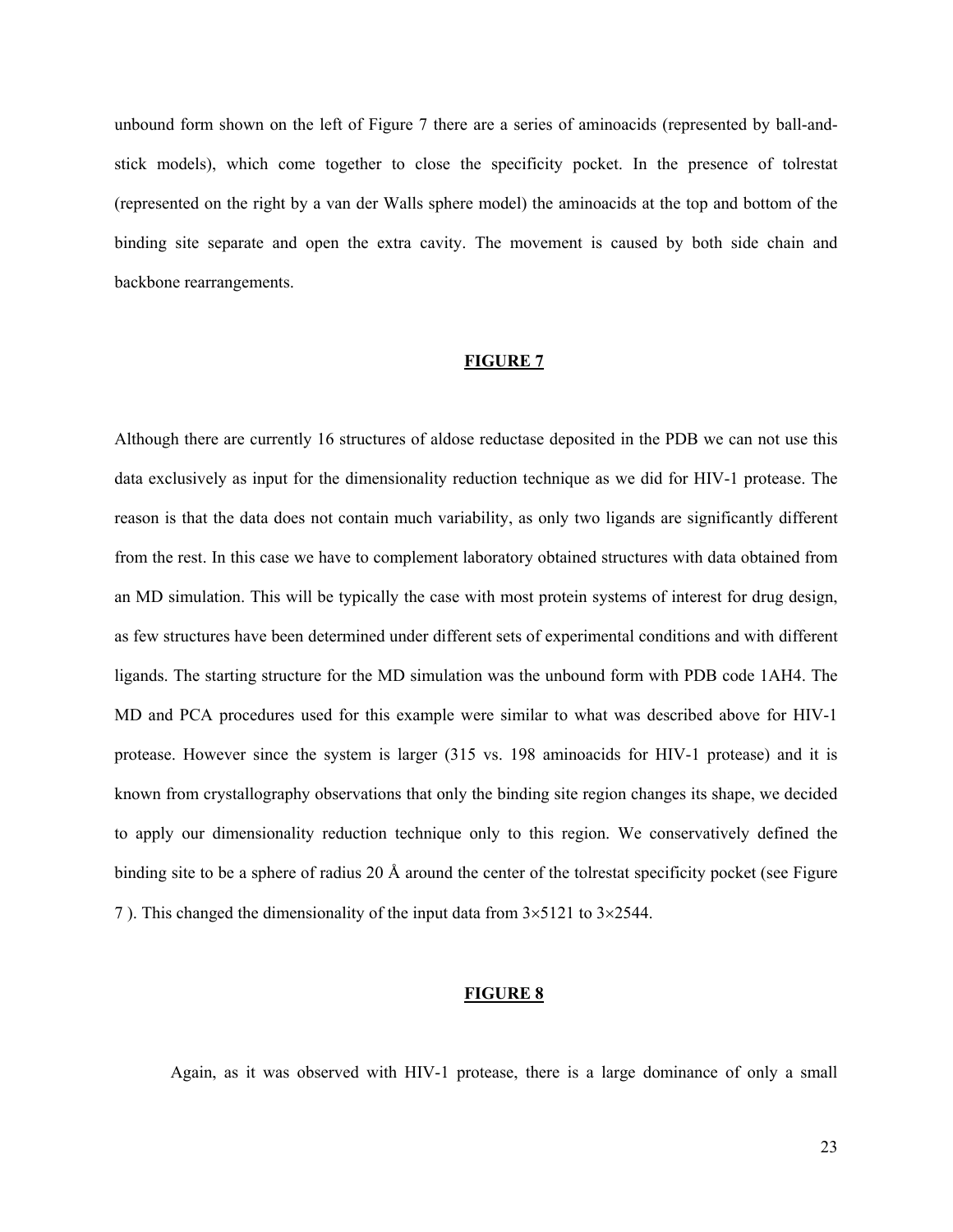unbound form shown on the left of Figure 7 there are a series of aminoacids (represented by ball-and-stick models), which come together to close the specificity pocket. In the presence of tolrestat (represented on the right by a van der Walls sphere model) the aminoacids at the top and bottom of the binding site separate and open the extra cavity. The movement is caused by both side chain and backbone rearrangements.

**FIGURE 7**

Although there are currently 16 structures of aldose reductase deposited in the PDB we can not use this data exclusively as input for the dimensionality reduction technique as we did for HIV-1 protease. The reason is that the data does not contain much variability, as only two ligands are significantly different from the rest. In this case we have to complement laboratory obtained structures with data obtained from an MD simulation. This will be typically the case with most protein systems of interest for drug design, as few structures have been determined under different sets of experimental conditions and with different ligands. The starting structure for the MD simulation was the unbound form with PDB code 1AH4. The MD and PCA procedures used for this example were similar to what was described above for HIV-1 protease. However since the system is larger (315 vs. 198 aminoacids for HIV-1 protease) and it is known from crystallography observations that only the binding site region changes its shape, we decided to apply our dimensionality reduction technique only to this region. We conservatively defined the binding site to be a sphere of radius 20 Å around the center of the tolrestat specificity pocket (see Figure 7 ). This changed the dimensionality of the input data from $3\times5121$ to $3\times2544$.

**FIGURE 8**

Again, as it was observed with HIV-1 protease, there is a large dominance of only a small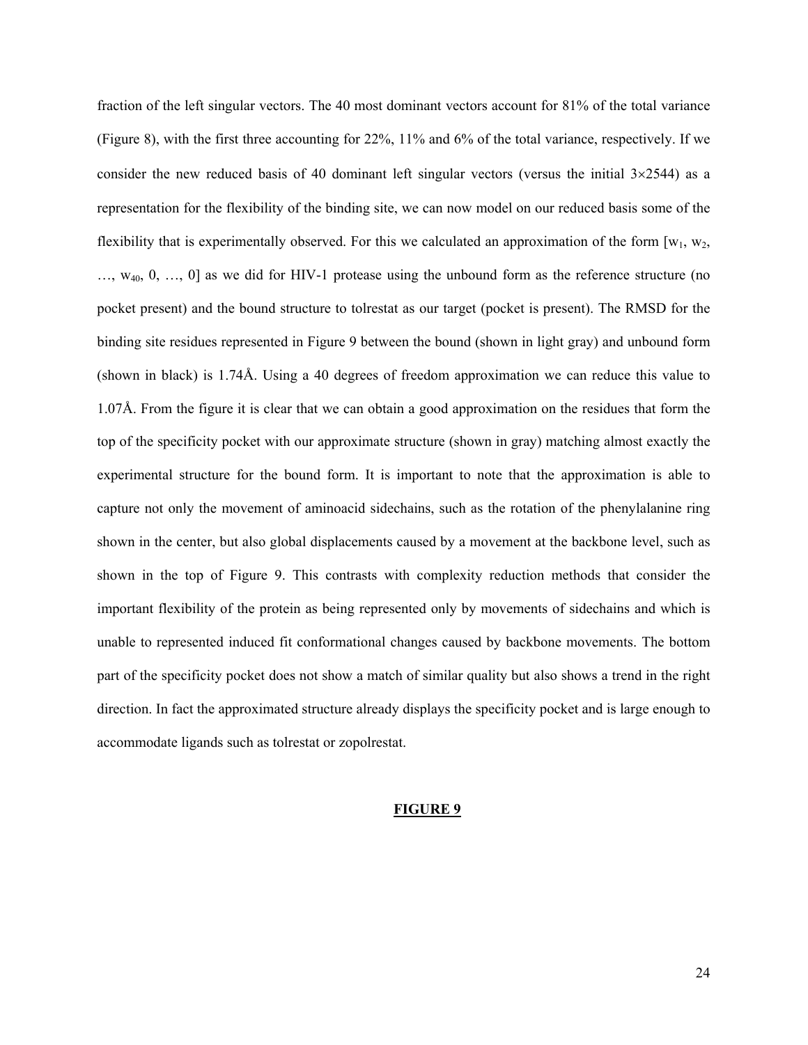fraction of the left singular vectors. The 40 most dominant vectors account for 81% of the total variance (Figure 8), with the first three accounting for 22%, 11% and 6% of the total variance, respectively. If we consider the new reduced basis of 40 dominant left singular vectors (versus the initial $3\times2544$) as a representation for the flexibility of the binding site, we can now model on our reduced basis some of the flexibility that is experimentally observed. For this we calculated an approximation of the form $[w_1, w_2, \ldots, w_{40}, 0, \ldots, 0]$ as we did for HIV-1 protease using the unbound form as the reference structure (no pocket present) and the bound structure to tolrestat as our target (pocket is present). The RMSD for the binding site residues represented in Figure 9 between the bound (shown in light gray) and unbound form (shown in black) is 1.74Å. Using a 40 degrees of freedom approximation we can reduce this value to 1.07Å. From the figure it is clear that we can obtain a good approximation on the residues that form the top of the specificity pocket with our approximate structure (shown in gray) matching almost exactly the experimental structure for the bound form. It is important to note that the approximation is able to capture not only the movement of aminoacid sidechains, such as the rotation of the phenylalanine ring shown in the center, but also global displacements caused by a movement at the backbone level, such as shown in the top of Figure 9. This contrasts with complexity reduction methods that consider the important flexibility of the protein as being represented only by movements of sidechains and which is unable to represented induced fit conformational changes caused by backbone movements. The bottom part of the specificity pocket does not show a match of similar quality but also shows a trend in the right direction. In fact the approximated structure already displays the specificity pocket and is large enough to accommodate ligands such as tolrestat or zopolrestat.

**FIGURE 9**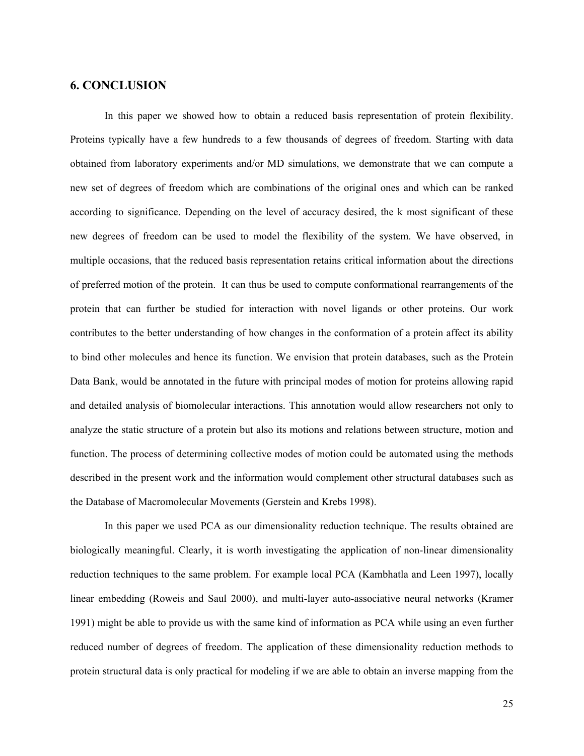## 6. CONCLUSION

In this paper we showed how to obtain a reduced basis representation of protein flexibility. Proteins typically have a few hundreds to a few thousands of degrees of freedom. Starting with data obtained from laboratory experiments and/or MD simulations, we demonstrate that we can compute a new set of degrees of freedom which are combinations of the original ones and which can be ranked according to significance. Depending on the level of accuracy desired, the k most significant of these new degrees of freedom can be used to model the flexibility of the system. We have observed, in multiple occasions, that the reduced basis representation retains critical information about the directions of preferred motion of the protein. It can thus be used to compute conformational rearrangements of the protein that can further be studied for interaction with novel ligands or other proteins. Our work contributes to the better understanding of how changes in the conformation of a protein affect its ability to bind other molecules and hence its function. We envision that protein databases, such as the Protein Data Bank, would be annotated in the future with principal modes of motion for proteins allowing rapid and detailed analysis of biomolecular interactions. This annotation would allow researchers not only to analyze the static structure of a protein but also its motions and relations between structure, motion and function. The process of determining collective modes of motion could be automated using the methods described in the present work and the information would complement other structural databases such as the Database of Macromolecular Movements (Gerstein and Krebs 1998).

In this paper we used PCA as our dimensionality reduction technique. The results obtained are biologically meaningful. Clearly, it is worth investigating the application of non-linear dimensionality reduction techniques to the same problem. For example local PCA (Kambhatla and Leen 1997), locally linear embedding (Roweis and Saul 2000), and multi-layer auto-associative neural networks (Kramer 1991) might be able to provide us with the same kind of information as PCA while using an even further reduced number of degrees of freedom. The application of these dimensionality reduction methods to protein structural data is only practical for modeling if we are able to obtain an inverse mapping from the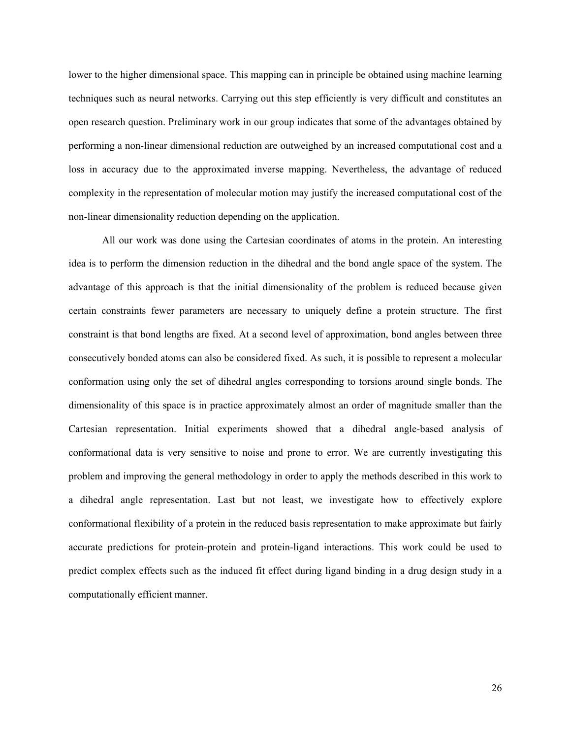lower to the higher dimensional space. This mapping can in principle be obtained using machine learning techniques such as neural networks. Carrying out this step efficiently is very difficult and constitutes an open research question. Preliminary work in our group indicates that some of the advantages obtained by performing a non-linear dimensional reduction are outweighed by an increased computational cost and a loss in accuracy due to the approximated inverse mapping. Nevertheless, the advantage of reduced complexity in the representation of molecular motion may justify the increased computational cost of the non-linear dimensionality reduction depending on the application.

All our work was done using the Cartesian coordinates of atoms in the protein. An interesting idea is to perform the dimension reduction in the dihedral and the bond angle space of the system. The advantage of this approach is that the initial dimensionality of the problem is reduced because given certain constraints fewer parameters are necessary to uniquely define a protein structure. The first constraint is that bond lengths are fixed. At a second level of approximation, bond angles between three consecutively bonded atoms can also be considered fixed. As such, it is possible to represent a molecular conformation using only the set of dihedral angles corresponding to torsions around single bonds. The dimensionality of this space is in practice approximately almost an order of magnitude smaller than the Cartesian representation. Initial experiments showed that a dihedral angle-based analysis of conformational data is very sensitive to noise and prone to error. We are currently investigating this problem and improving the general methodology in order to apply the methods described in this work to a dihedral angle representation. Last but not least, we investigate how to effectively explore conformational flexibility of a protein in the reduced basis representation to make approximate but fairly accurate predictions for protein-protein and protein-ligand interactions. This work could be used to predict complex effects such as the induced fit effect during ligand binding in a drug design study in a computationally efficient manner.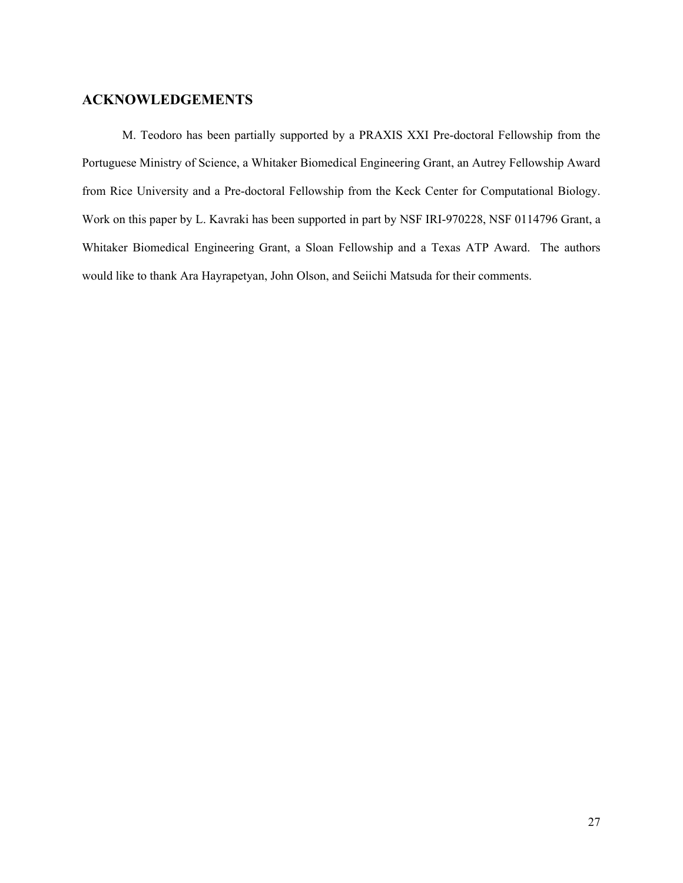## ACKNOWLEDGEMENTS

M. Teodoro has been partially supported by a PRAXIS XXI Pre-doctoral Fellowship from the Portuguese Ministry of Science, a Whitaker Biomedical Engineering Grant, an Autrey Fellowship Award from Rice University and a Pre-doctoral Fellowship from the Keck Center for Computational Biology. Work on this paper by L. Kavraki has been supported in part by NSF IRI-970228, NSF 0114796 Grant, a Whitaker Biomedical Engineering Grant, a Sloan Fellowship and a Texas ATP Award. The authors would like to thank Ara Hayrapetyan, John Olson, and Seiichi Matsuda for their comments.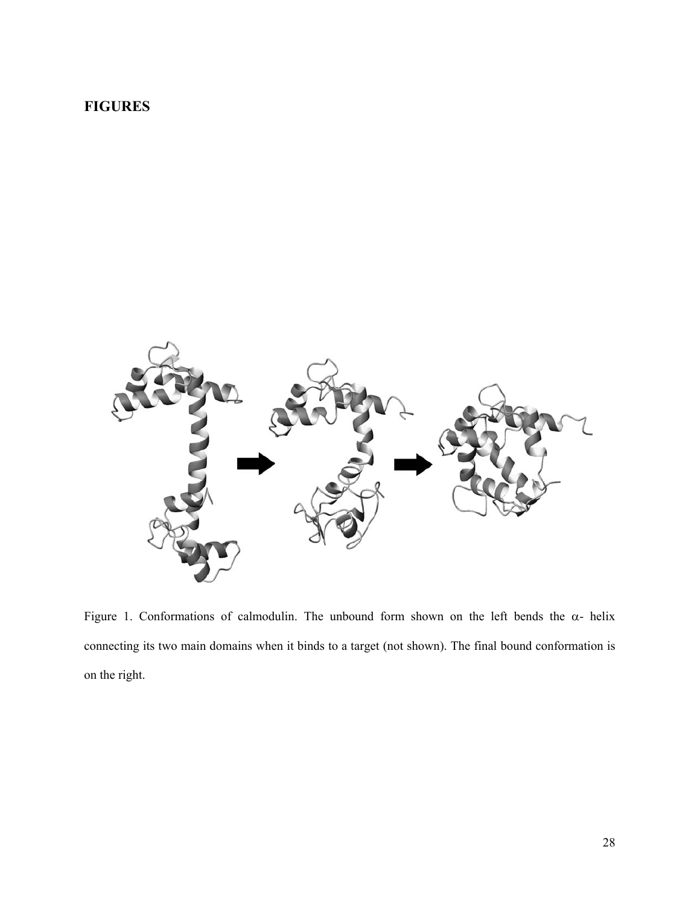## FIGURES

Figure 1. Conformations of calmodulin. The unbound form shown on the left bends the $\alpha$- helix connecting its two main domains when it binds to a target (not shown). The final bound conformation is on the right.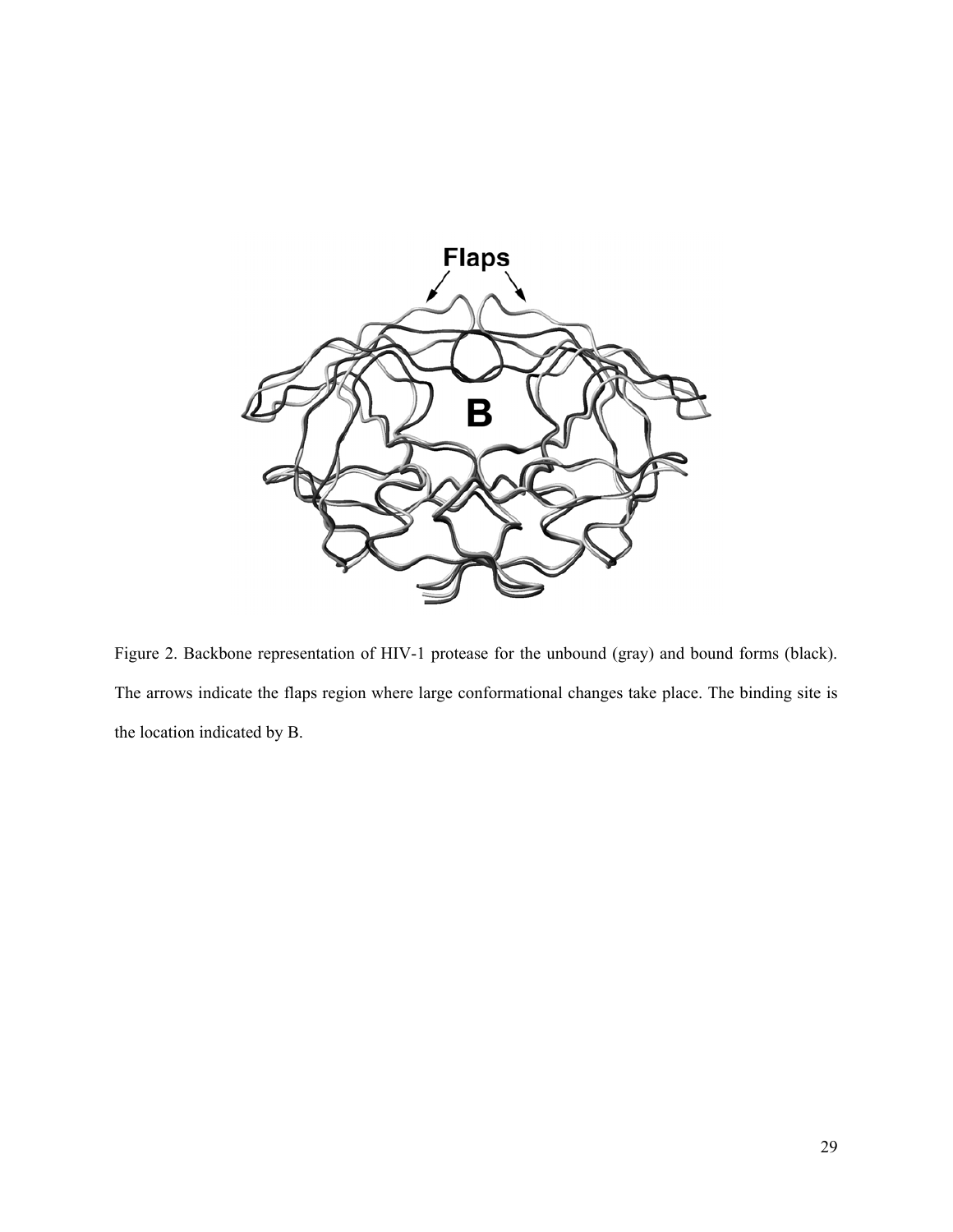Figure 2. Backbone representation of HIV-1 protease for the unbound (gray) and bound forms (black). The arrows indicate the flaps region where large conformational changes take place. The binding site is the location indicated by B.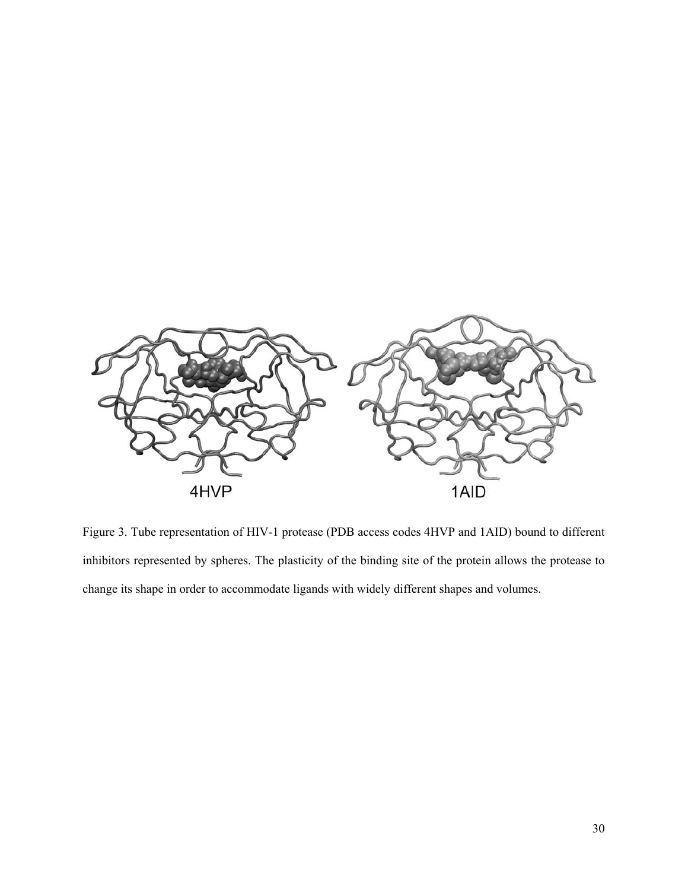4HVP 1AID

Figure 3. Tube representation of HIV-1 protease (PDB access codes 4HVP and 1AID) bound to different inhibitors represented by spheres. The plasticity of the binding site of the protein allows the protease to change its shape in order to accommodate ligands with widely different shapes and volumes.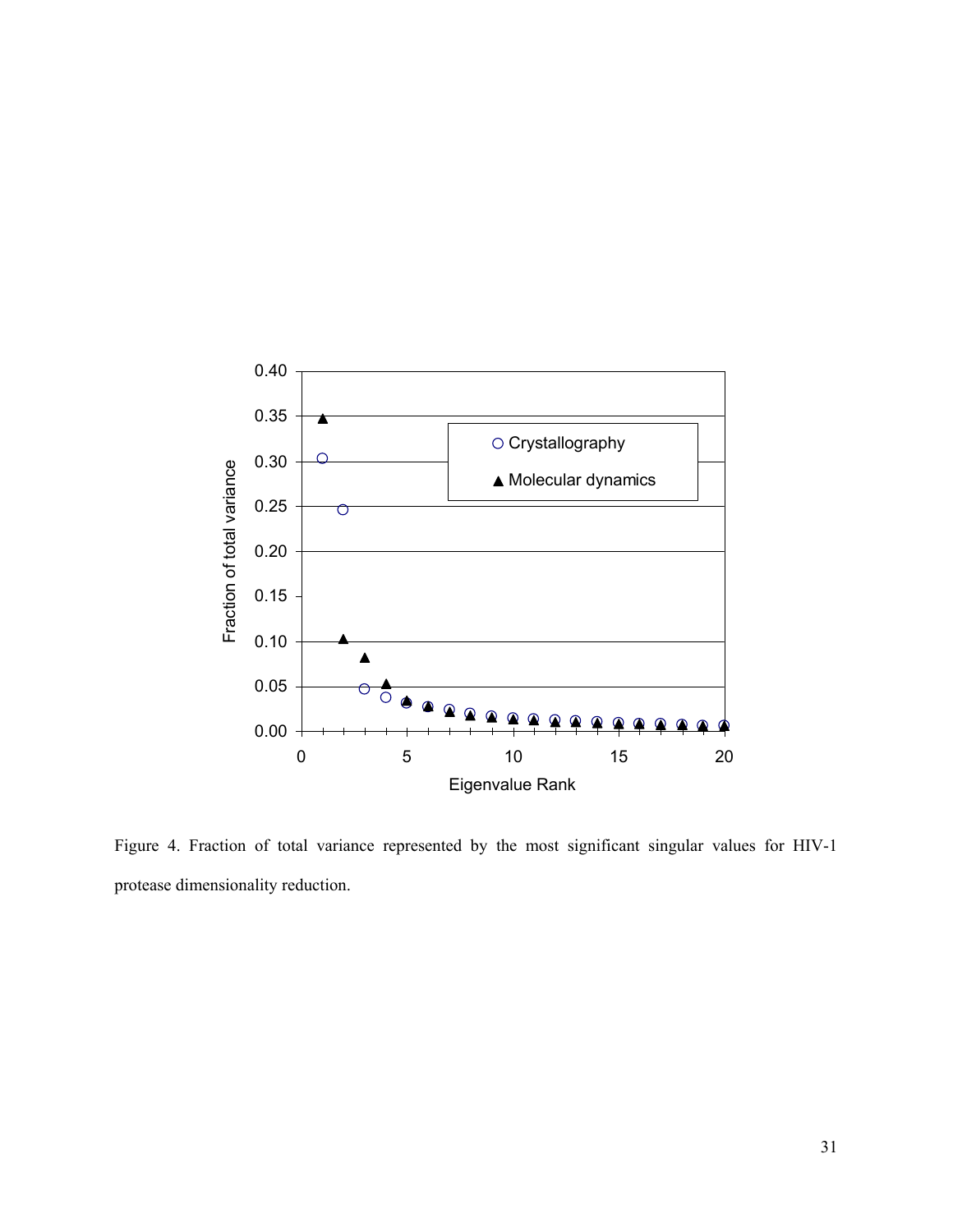Figure 4. Fraction of total variance represented by the most significant singular values for HIV-1 protease dimensionality reduction.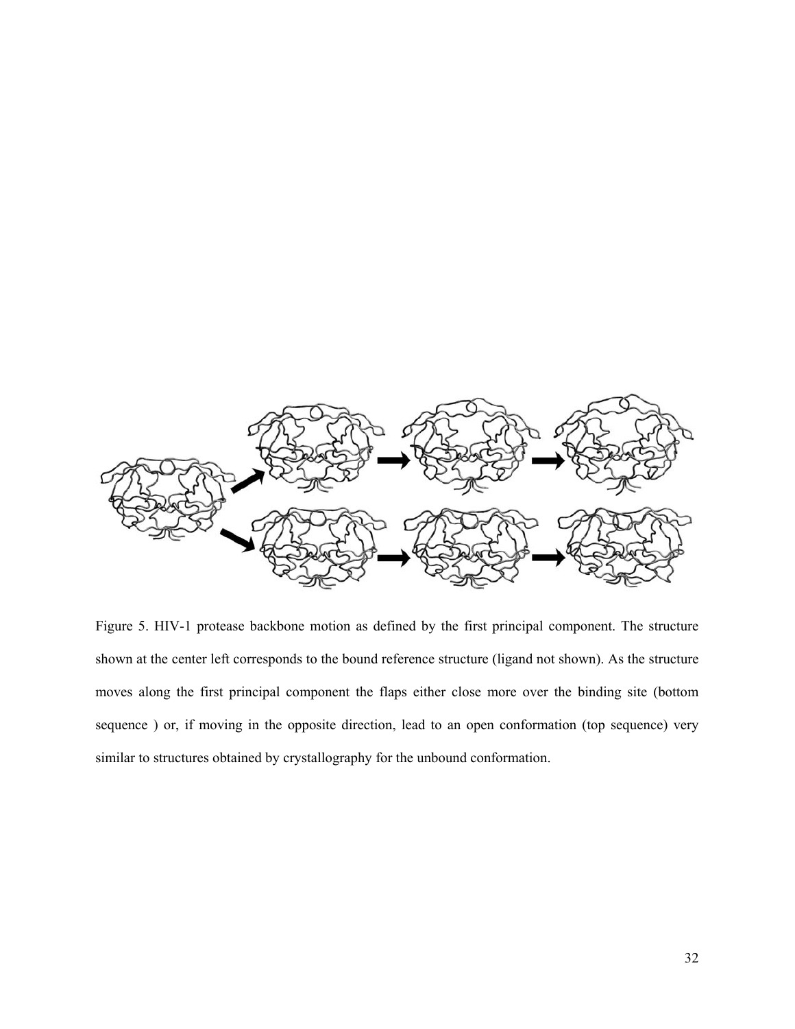Figure 5. HIV-1 protease backbone motion as defined by the first principal component. The structure shown at the center left corresponds to the bound reference structure (ligand not shown). As the structure moves along the first principal component the flaps either close more over the binding site (bottom sequence ) or, if moving in the opposite direction, lead to an open conformation (top sequence) very similar to structures obtained by crystallography for the unbound conformation.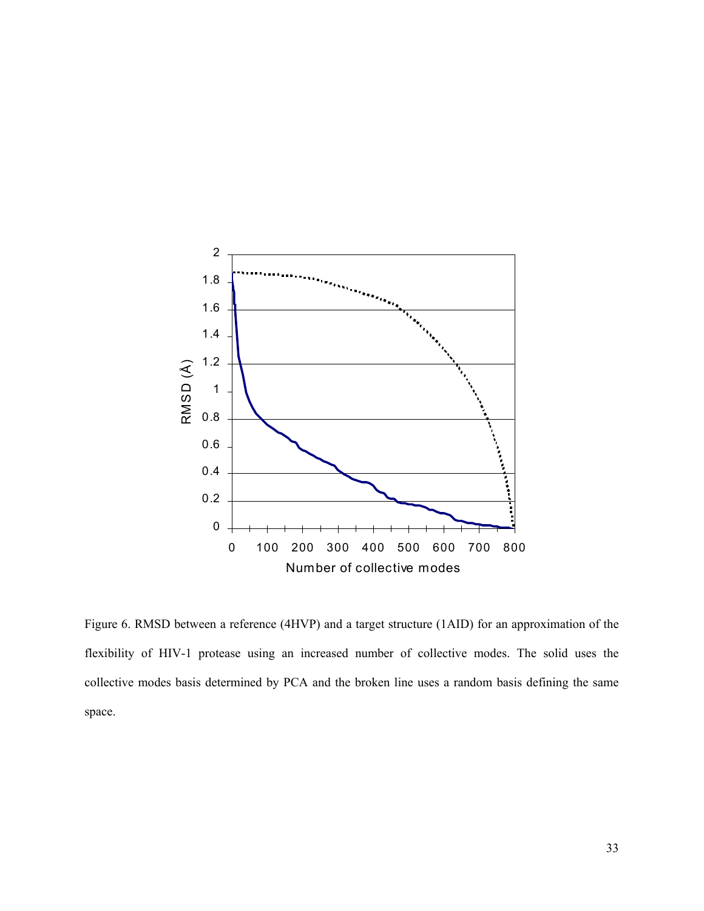Figure 6. RMSD between a reference (4HVP) and a target structure (1AID) for an approximation of the flexibility of HIV-1 protease using an increased number of collective modes. The solid uses the collective modes basis determined by PCA and the broken line uses a random basis defining the same space.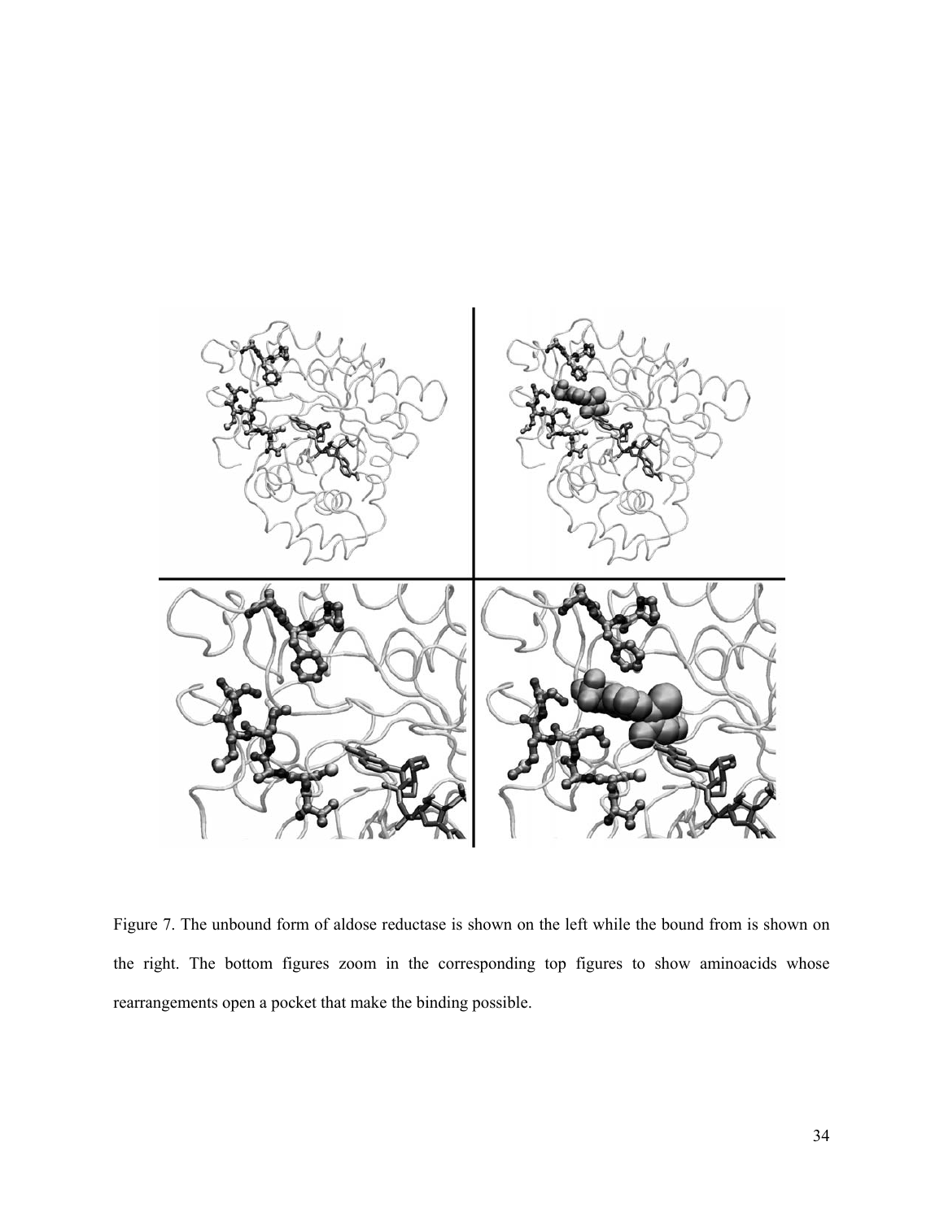Figure 7. The unbound form of aldose reductase is shown on the left while the bound from is shown on the right. The bottom figures zoom in the corresponding top figures to show aminoacids whose rearrangements open a pocket that make the binding possible.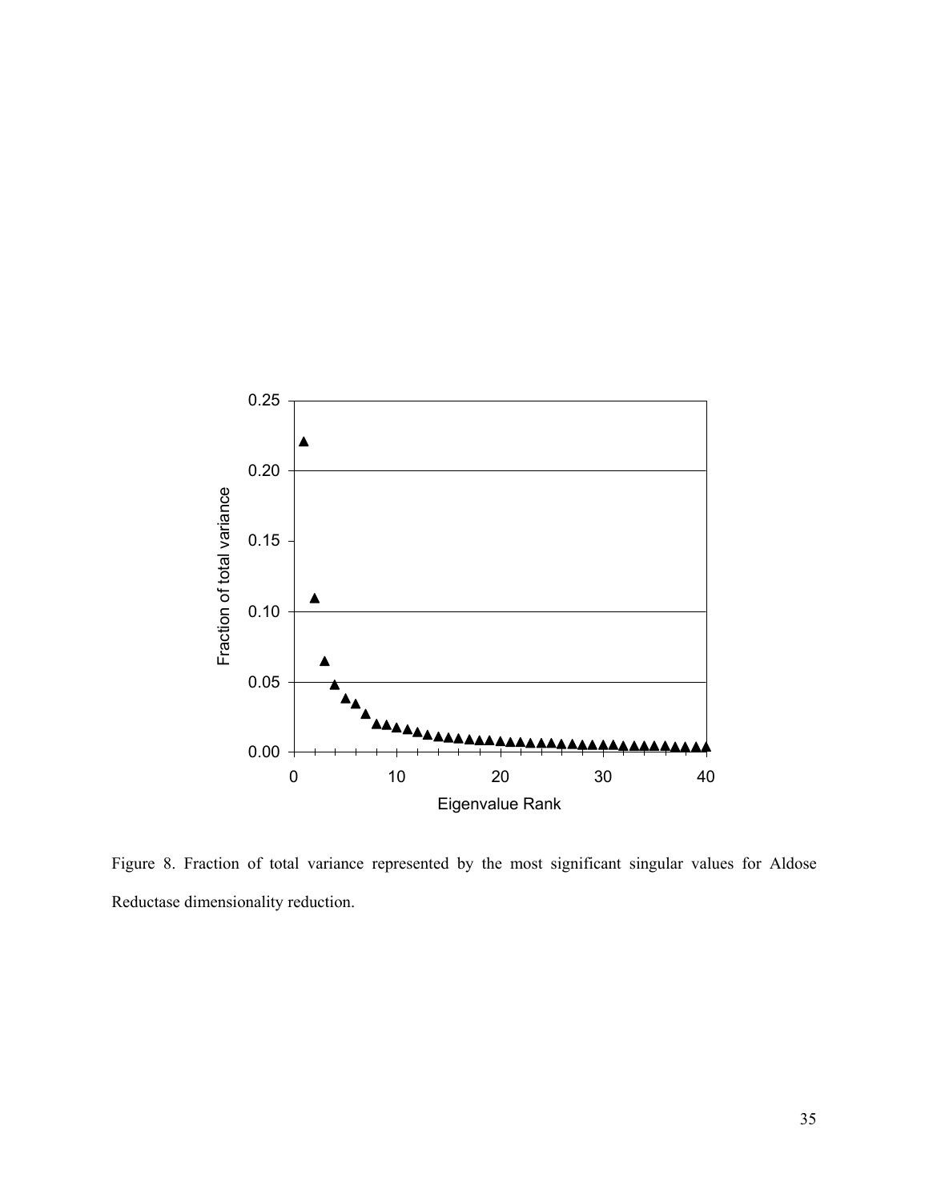Figure 8. Fraction of total variance represented by the most significant singular values for Aldose Reductase dimensionality reduction.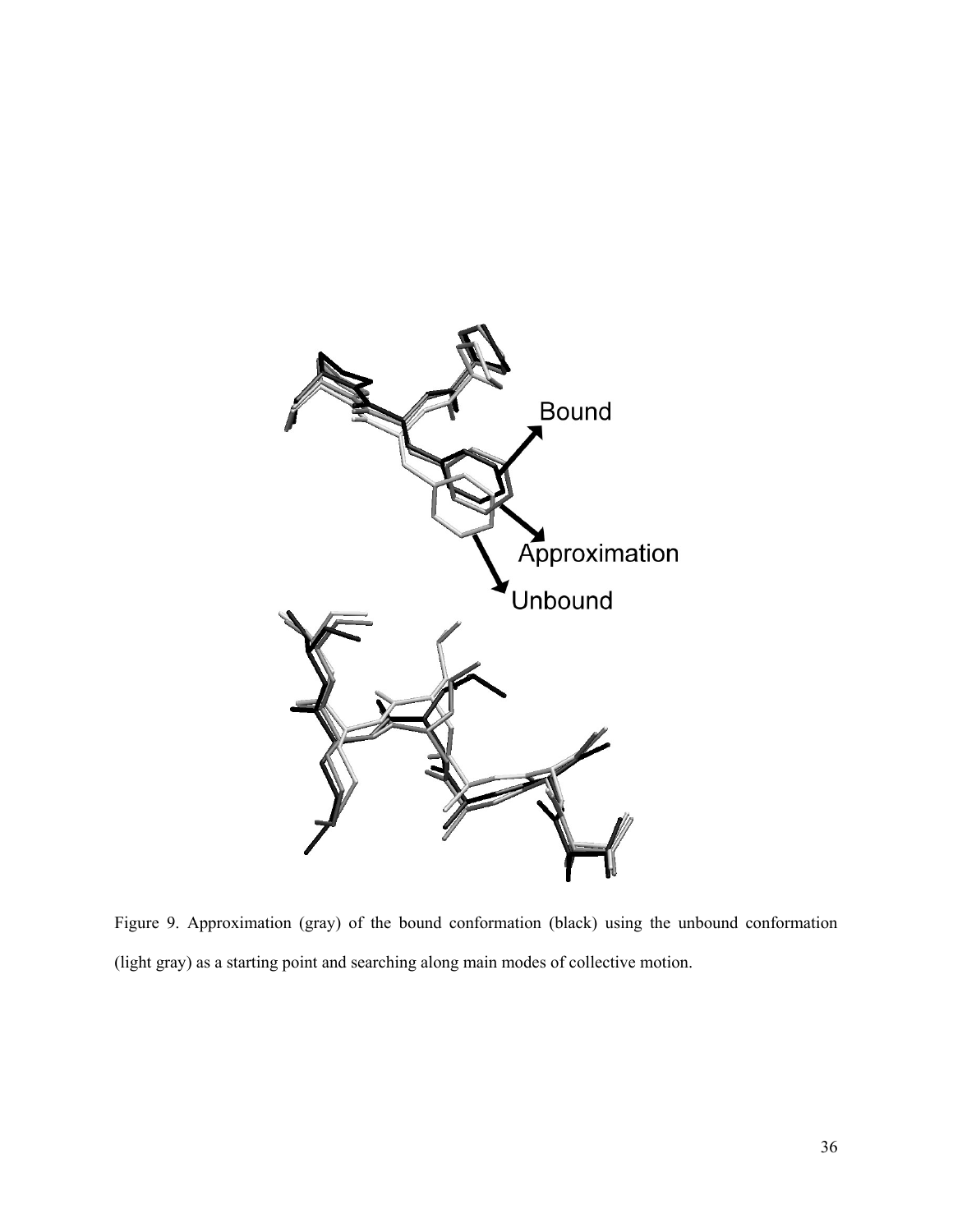Figure 9. Approximation (gray) of the bound conformation (black) using the unbound conformation (light gray) as a starting point and searching along main modes of collective motion.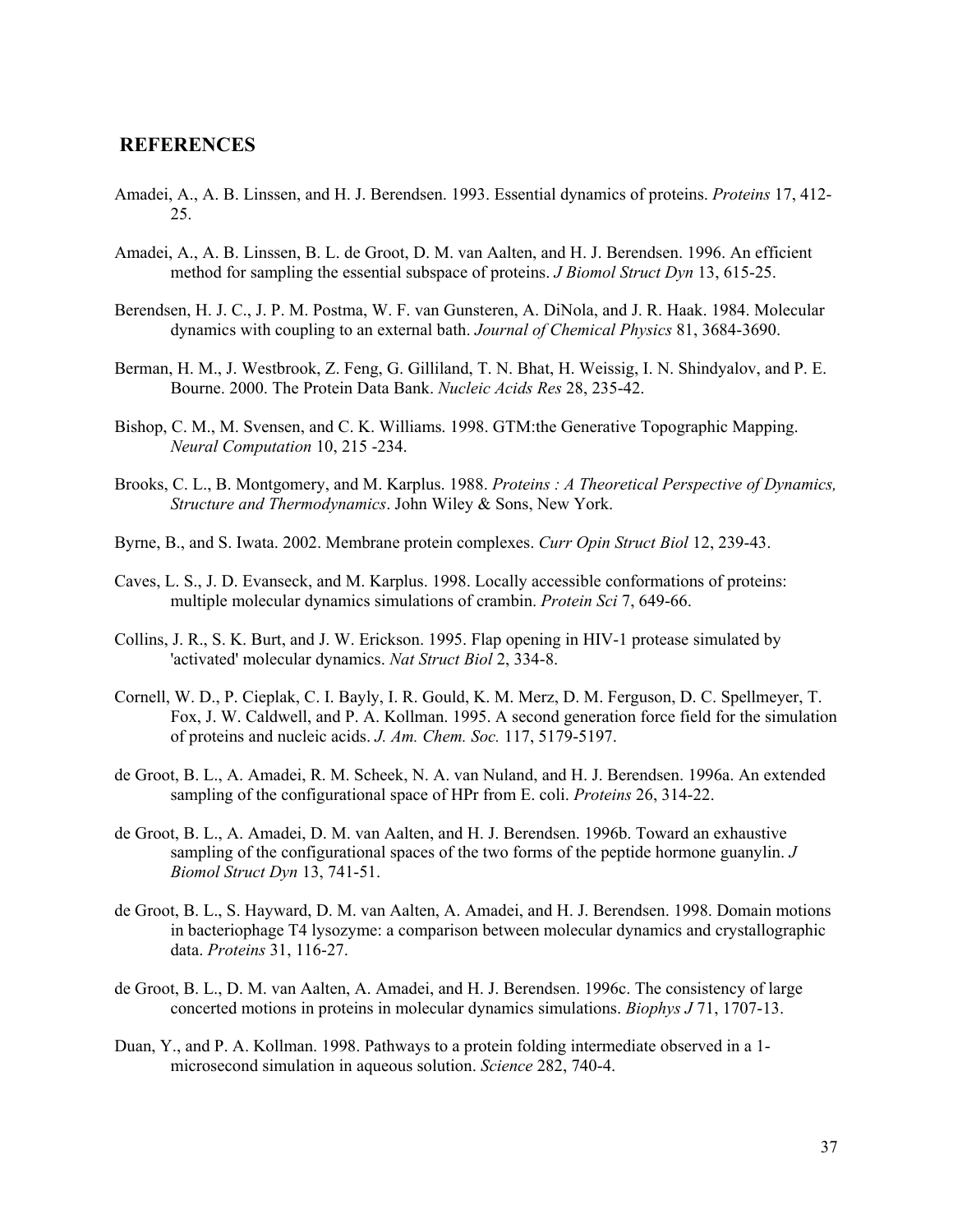## REFERENCES

Amadei, A., A. B. Linssen, and H. J. Berendsen. 1993. Essential dynamics of proteins. *Proteins* 17, 412-25.

Amadei, A., A. B. Linssen, B. L. de Groot, D. M. van Aalten, and H. J. Berendsen. 1996. An efficient method for sampling the essential subspace of proteins. *J Biomol Struct Dyn* 13, 615-25.

Berendsen, H. J. C., J. P. M. Postma, W. F. van Gunsteren, A. DiNola, and J. R. Haak. 1984. Molecular dynamics with coupling to an external bath. *Journal of Chemical Physics* 81, 3684-3690.

Berman, H. M., J. Westbrook, Z. Feng, G. Gilliland, T. N. Bhat, H. Weissig, I. N. Shindyalov, and P. E. Bourne. 2000. The Protein Data Bank. *Nucleic Acids Res* 28, 235-42.

Bishop, C. M., M. Svensen, and C. K. Williams. 1998. GTM:the Generative Topographic Mapping. *Neural Computation* 10, 215 -234.

Brooks, C. L., B. Montgomery, and M. Karplus. 1988. *Proteins : A Theoretical Perspective of Dynamics, Structure and Thermodynamics*. John Wiley & Sons, New York.

Byrne, B., and S. Iwata. 2002. Membrane protein complexes. *Curr Opin Struct Biol* 12, 239-43.

Caves, L. S., J. D. Evanseck, and M. Karplus. 1998. Locally accessible conformations of proteins: multiple molecular dynamics simulations of crambin. *Protein Sci* 7, 649-66.

Collins, J. R., S. K. Burt, and J. W. Erickson. 1995. Flap opening in HIV-1 protease simulated by 'activated' molecular dynamics. *Nat Struct Biol* 2, 334-8.

Cornell, W. D., P. Cieplak, C. I. Bayly, I. R. Gould, K. M. Merz, D. M. Ferguson, D. C. Spellmeyer, T. Fox, J. W. Caldwell, and P. A. Kollman. 1995. A second generation force field for the simulation of proteins and nucleic acids. *J. Am. Chem. Soc.* 117, 5179-5197.

de Groot, B. L., A. Amadei, R. M. Scheek, N. A. van Nuland, and H. J. Berendsen. 1996a. An extended sampling of the configurational space of HPr from E. coli. *Proteins* 26, 314-22.

de Groot, B. L., A. Amadei, D. M. van Aalten, and H. J. Berendsen. 1996b. Toward an exhaustive sampling of the configurational spaces of the two forms of the peptide hormone guanylin. *J Biomol Struct Dyn* 13, 741-51.

de Groot, B. L., S. Hayward, D. M. van Aalten, A. Amadei, and H. J. Berendsen. 1998. Domain motions in bacteriophage T4 lysozyme: a comparison between molecular dynamics and crystallographic data. *Proteins* 31, 116-27.

de Groot, B. L., D. M. van Aalten, A. Amadei, and H. J. Berendsen. 1996c. The consistency of large concerted motions in proteins in molecular dynamics simulations. *Biophys J* 71, 1707-13.

Duan, Y., and P. A. Kollman. 1998. Pathways to a protein folding intermediate observed in a 1-microsecond simulation in aqueous solution. *Science* 282, 740-4.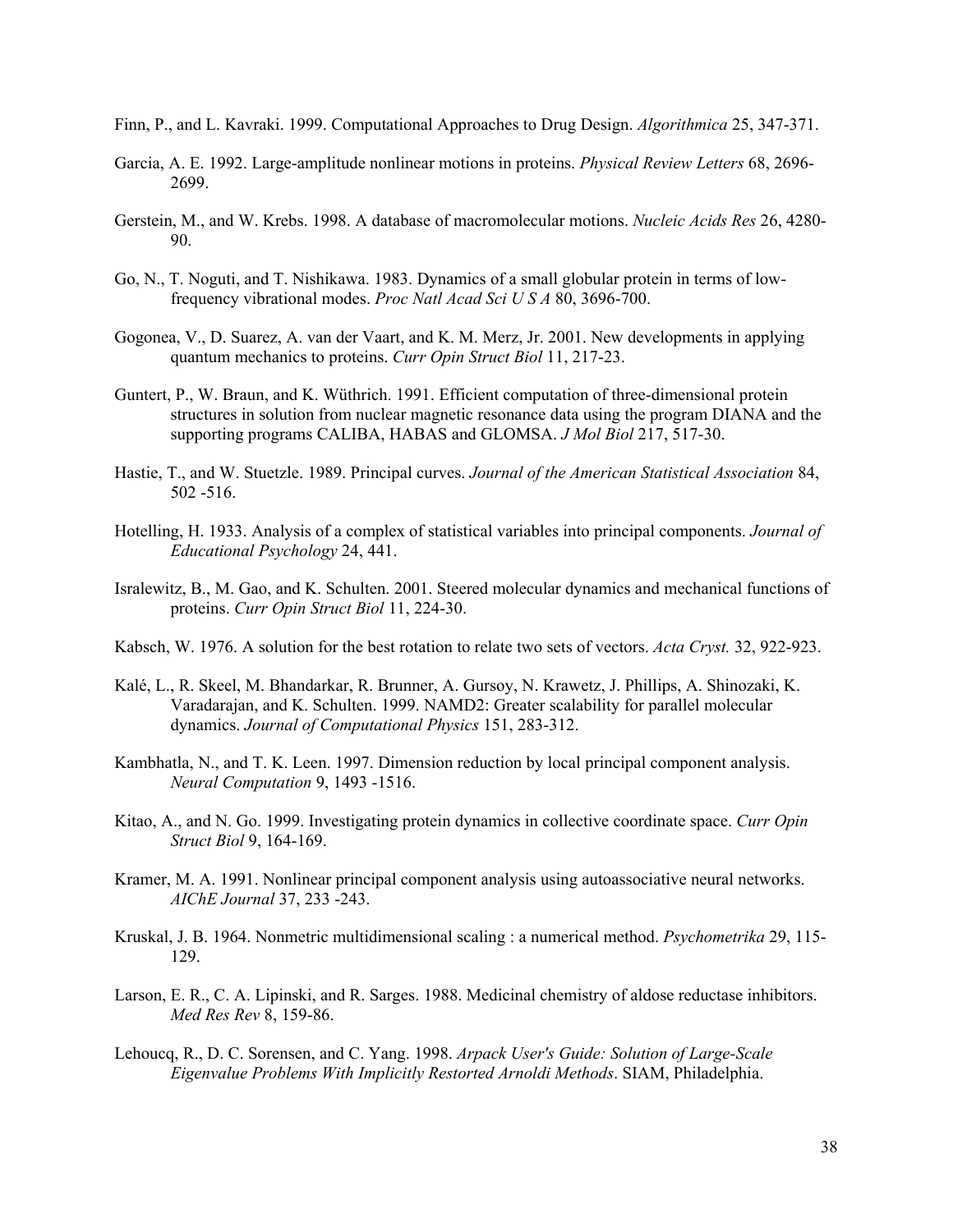Finn, P., and L. Kavraki. 1999. Computational Approaches to Drug Design. *Algorithmica* 25, 347-371.

Garcia, A. E. 1992. Large-amplitude nonlinear motions in proteins. *Physical Review Letters* 68, 2696-2699.

Gerstein, M., and W. Krebs. 1998. A database of macromolecular motions. *Nucleic Acids Res* 26, 4280-90.

Go, N., T. Noguti, and T. Nishikawa. 1983. Dynamics of a small globular protein in terms of low-frequency vibrational modes. *Proc Natl Acad Sci U S A* 80, 3696-700.

Gogonea, V., D. Suarez, A. van der Vaart, and K. M. Merz, Jr. 2001. New developments in applying quantum mechanics to proteins. *Curr Opin Struct Biol* 11, 217-23.

Guntert, P., W. Braun, and K. Wüthrich. 1991. Efficient computation of three-dimensional protein structures in solution from nuclear magnetic resonance data using the program DIANA and the supporting programs CALIBA, HABAS and GLOMSA. *J Mol Biol* 217, 517-30.

Hastie, T., and W. Stuetzle. 1989. Principal curves. *Journal of the American Statistical Association* 84, 502 -516.

Hotelling, H. 1933. Analysis of a complex of statistical variables into principal components. *Journal of Educational Psychology* 24, 441.

Israelewitz, B., M. Gao, and K. Schulten. 2001. Steered molecular dynamics and mechanical functions of proteins. *Curr Opin Struct Biol* 11, 224-30.

Kabsch, W. 1976. A solution for the best rotation to relate two sets of vectors. *Acta Cryst.* 32, 922-923.

Kalé, L., R. Skeel, M. Bhandarkar, R. Brunner, A. Gursoy, N. Krawetz, J. Phillips, A. Shinozaki, K. Varadarajan, and K. Schulten. 1999. NAMD2: Greater scalability for parallel molecular dynamics. *Journal of Computational Physics* 151, 283-312.

Kambhatla, N., and T. K. Leen. 1997. Dimension reduction by local principal component analysis. *Neural Computation* 9, 1493 -1516.

Kitao, A., and N. Go. 1999. Investigating protein dynamics in collective coordinate space. *Curr Opin Struct Biol* 9, 164-169.

Kramer, M. A. 1991. Nonlinear principal component analysis using autoassociative neural networks. *AIChE Journal* 37, 233 -243.

Kruskal, J. B. 1964. Nonmetric multidimensional scaling : a numerical method. *Psychometrika* 29, 115-129.

Larson, E. R., C. A. Lipinski, and R. Sarges. 1988. Medicinal chemistry of aldose reductase inhibitors. *Med Res Rev* 8, 159-86.

Lehoucq, R., D. C. Sorensen, and C. Yang. 1998. *Arpack User's Guide: Solution of Large-Scale Eigenvalue Problems With Implicitly Restorted Arnoldi Methods*. SIAM, Philadelphia.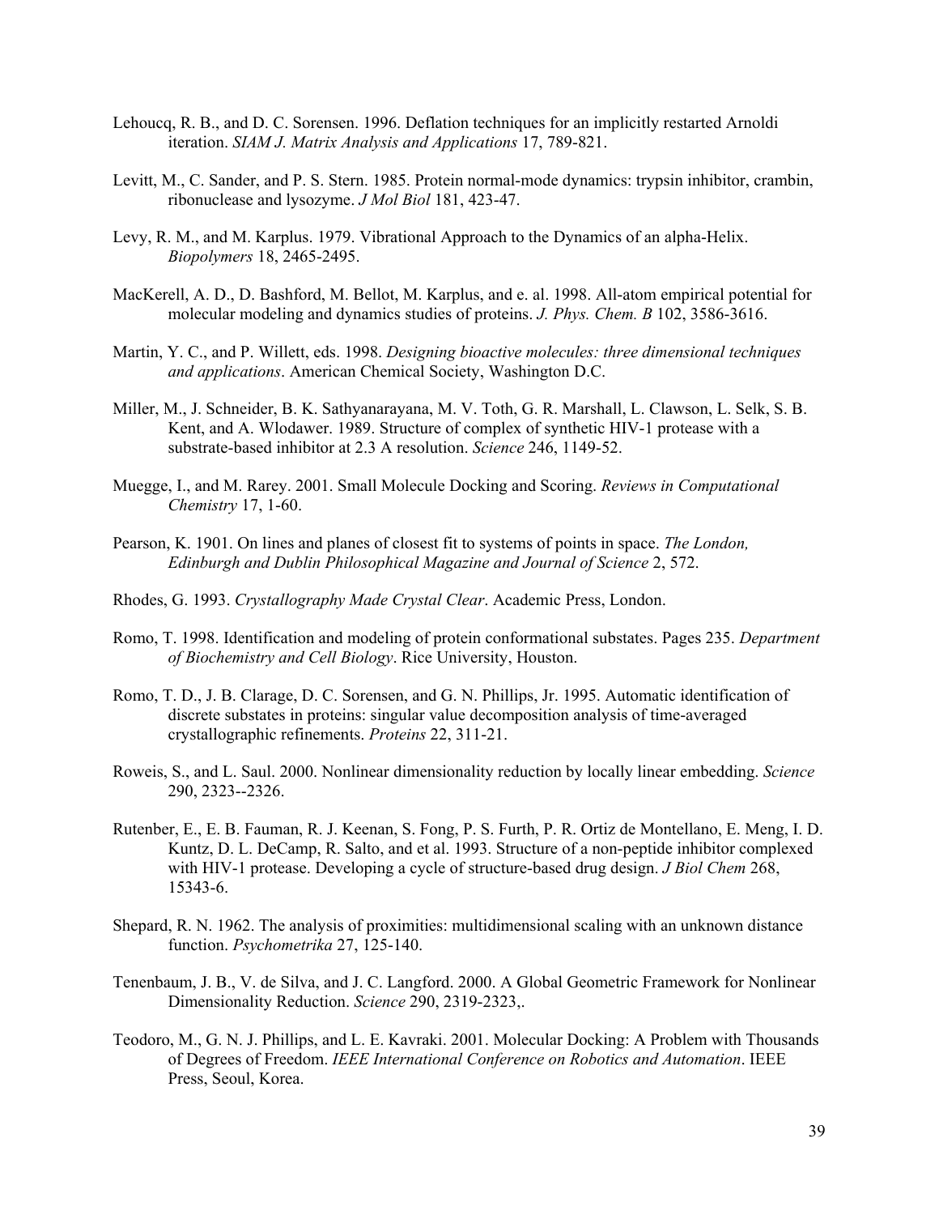Lehoucq, R. B., and D. C. Sorensen. 1996. Deflation techniques for an implicitly restarted Arnoldi iteration. *SIAM J. Matrix Analysis and Applications* 17, 789-821.

Levitt, M., C. Sander, and P. S. Stern. 1985. Protein normal-mode dynamics: trypsin inhibitor, crambin, ribonuclease and lysozyme. *J Mol Biol* 181, 423-47.

Levy, R. M., and M. Karplus. 1979. Vibrational Approach to the Dynamics of an alpha-Helix. *Biopolymers* 18, 2465-2495.

MacKerell, A. D., D. Bashford, M. Bellot, M. Karplus, and e. al. 1998. All-atom empirical potential for molecular modeling and dynamics studies of proteins. *J. Phys. Chem. B* 102, 3586-3616.

Martin, Y. C., and P. Willett, eds. 1998. *Designing bioactive molecules: three dimensional techniques and applications*. American Chemical Society, Washington D.C.

Miller, M., J. Schneider, B. K. Sathyanarayana, M. V. Toth, G. R. Marshall, L. Clawson, L. Selk, S. B. Kent, and A. Wlodawer. 1989. Structure of complex of synthetic HIV-1 protease with a substrate-based inhibitor at 2.3 A resolution. *Science* 246, 1149-52.

Muegge, I., and M. Rarey. 2001. Small Molecule Docking and Scoring. *Reviews in Computational Chemistry* 17, 1-60.

Pearson, K. 1901. On lines and planes of closest fit to systems of points in space. *The London, Edinburgh and Dublin Philosophical Magazine and Journal of Science* 2, 572.

Rhodes, G. 1993. *Crystallography Made Crystal Clear*. Academic Press, London.

Romo, T. 1998. Identification and modeling of protein conformational substates. Pages 235. *Department of Biochemistry and Cell Biology*. Rice University, Houston.

Romo, T. D., J. B. Clarage, D. C. Sorensen, and G. N. Phillips, Jr. 1995. Automatic identification of discrete substates in proteins: singular value decomposition analysis of time-averaged crystallographic refinements. *Proteins* 22, 311-21.

Roweis, S., and L. Saul. 2000. Nonlinear dimensionality reduction by locally linear embedding. *Science* 290, 2323--2326.

Rutenber, E., E. B. Fauman, R. J. Keenan, S. Fong, P. S. Furth, P. R. Ortiz de Montellano, E. Meng, I. D. Kuntz, D. L. DeCamp, R. Salto, and et al. 1993. Structure of a non-peptide inhibitor complexed with HIV-1 protease. Developing a cycle of structure-based drug design. *J Biol Chem* 268, 15343-6.

Shepard, R. N. 1962. The analysis of proximities: multidimensional scaling with an unknown distance function. *Psychometrika* 27, 125-140.

Tenenbaum, J. B., V. de Silva, and J. C. Langford. 2000. A Global Geometric Framework for Nonlinear Dimensionality Reduction. *Science* 290, 2319-2323,.

Teodoro, M., G. N. J. Phillips, and L. E. Kavraki. 2001. Molecular Docking: A Problem with Thousands of Degrees of Freedom. *IEEE International Conference on Robotics and Automation*. IEEE Press, Seoul, Korea.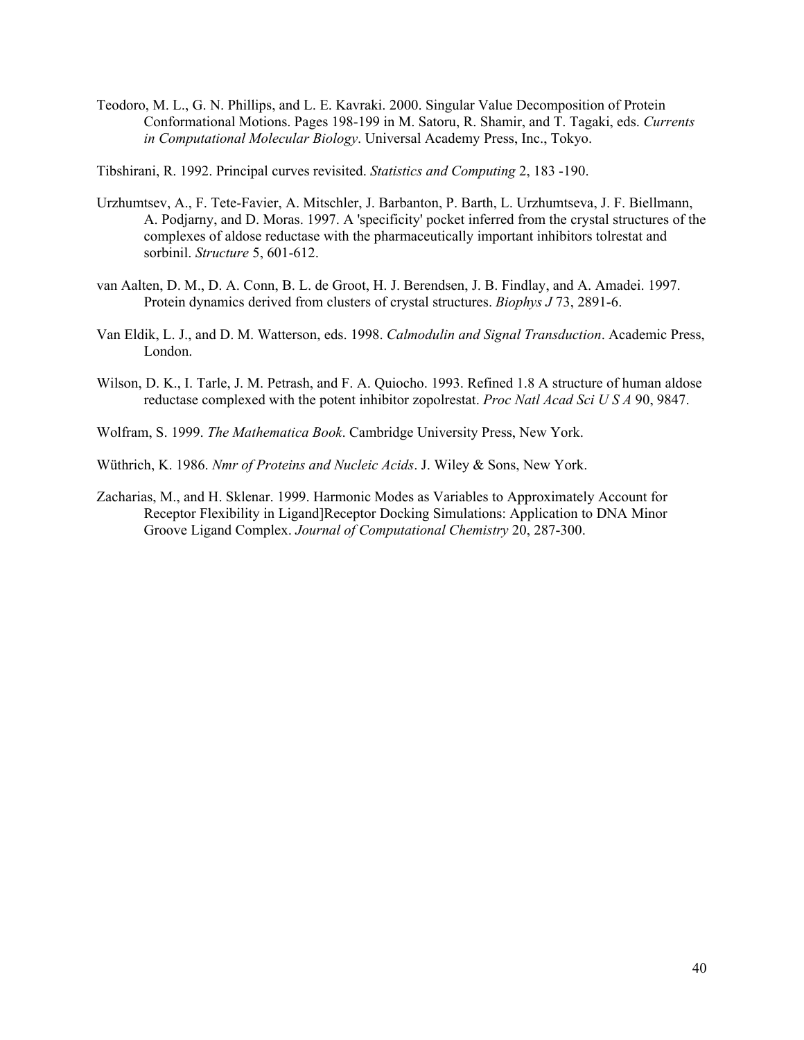Teodoro, M. L., G. N. Phillips, and L. E. Kavraki. 2000. Singular Value Decomposition of Protein Conformational Motions. Pages 198-199 in M. Satoru, R. Shamir, and T. Tagaki, eds. *Currents in Computational Molecular Biology*. Universal Academy Press, Inc., Tokyo.

Tibshirani, R. 1992. Principal curves revisited. *Statistics and Computing* 2, 183 -190.

Urzhumtsev, A., F. Tete-Favier, A. Mitschler, J. Barbanton, P. Barth, L. Urzhumtseva, J. F. Biellmann, A. Podjarny, and D. Moras. 1997. A 'specificity' pocket inferred from the crystal structures of the complexes of aldose reductase with the pharmaceutically important inhibitors tolrestat and sorbinil. *Structure* 5, 601-612.

van Aalten, D. M., D. A. Conn, B. L. de Groot, H. J. Berendsen, J. B. Findlay, and A. Amadei. 1997. Protein dynamics derived from clusters of crystal structures. *Biophys J* 73, 2891-6.

Van Eldik, L. J., and D. M. Watterson, eds. 1998. *Calmodulin and Signal Transduction*. Academic Press, London.

Wilson, D. K., I. Tarle, J. M. Petrash, and F. A. Quiocho. 1993. Refined 1.8 A structure of human aldose reductase complexed with the potent inhibitor zopolrestat. *Proc Natl Acad Sci U S A* 90, 9847.

Wolfram, S. 1999. *The Mathematica Book*. Cambridge University Press, New York.

Wüthrich, K. 1986. *Nmr of Proteins and Nucleic Acids*. J. Wiley & Sons, New York.

Zacharias, M., and H. Sklenar. 1999. Harmonic Modes as Variables to Approximately Account for Receptor Flexibility in Ligand]Receptor Docking Simulations: Application to DNA Minor Groove Ligand Complex. *Journal of Computational Chemistry* 20, 287-300.